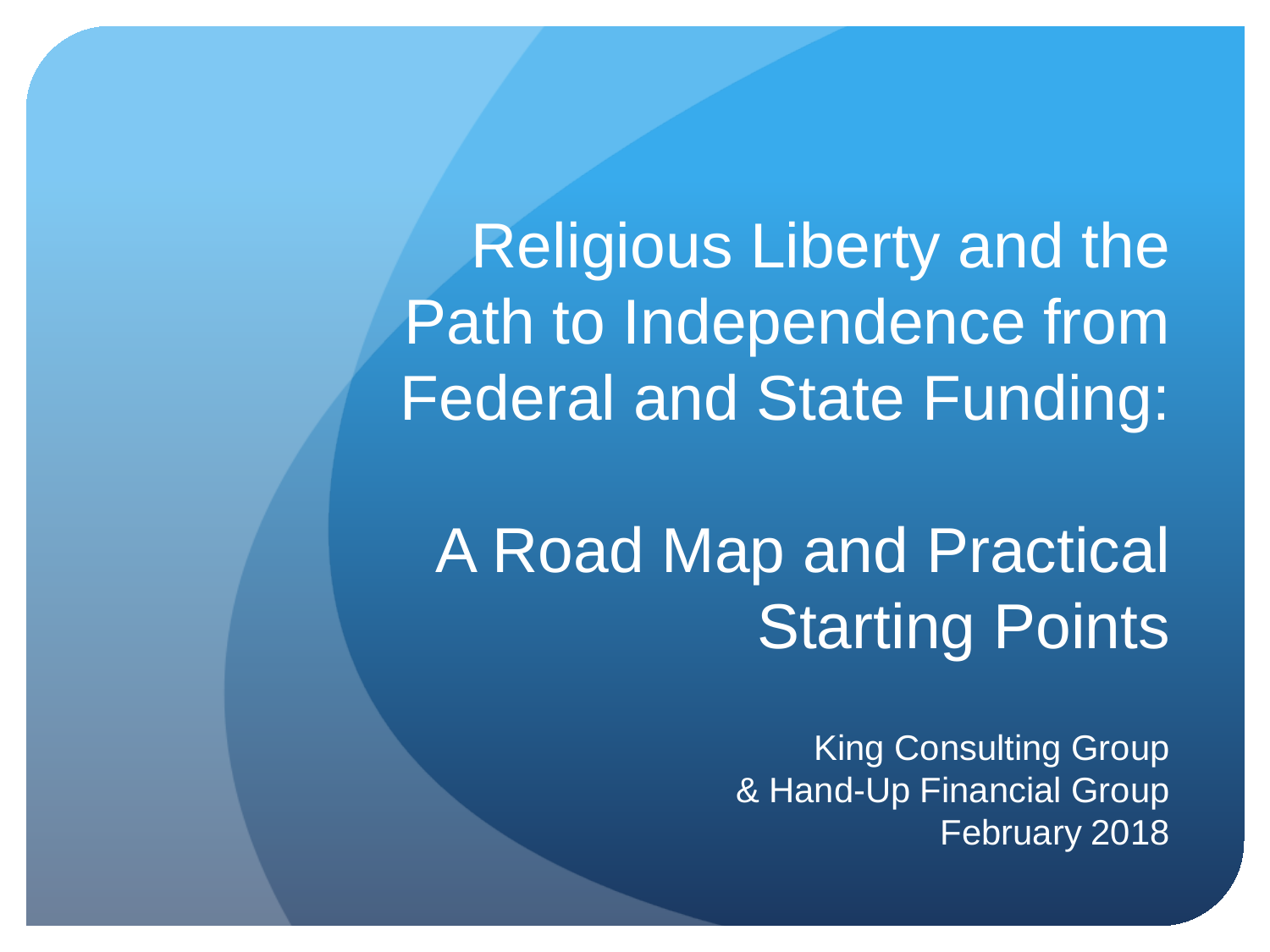# Religious Liberty and the Path to Independence from Federal and State Funding:

## A Road Map and Practical Starting Points

King Consulting Group
& Hand-Up Financial Group
February 2018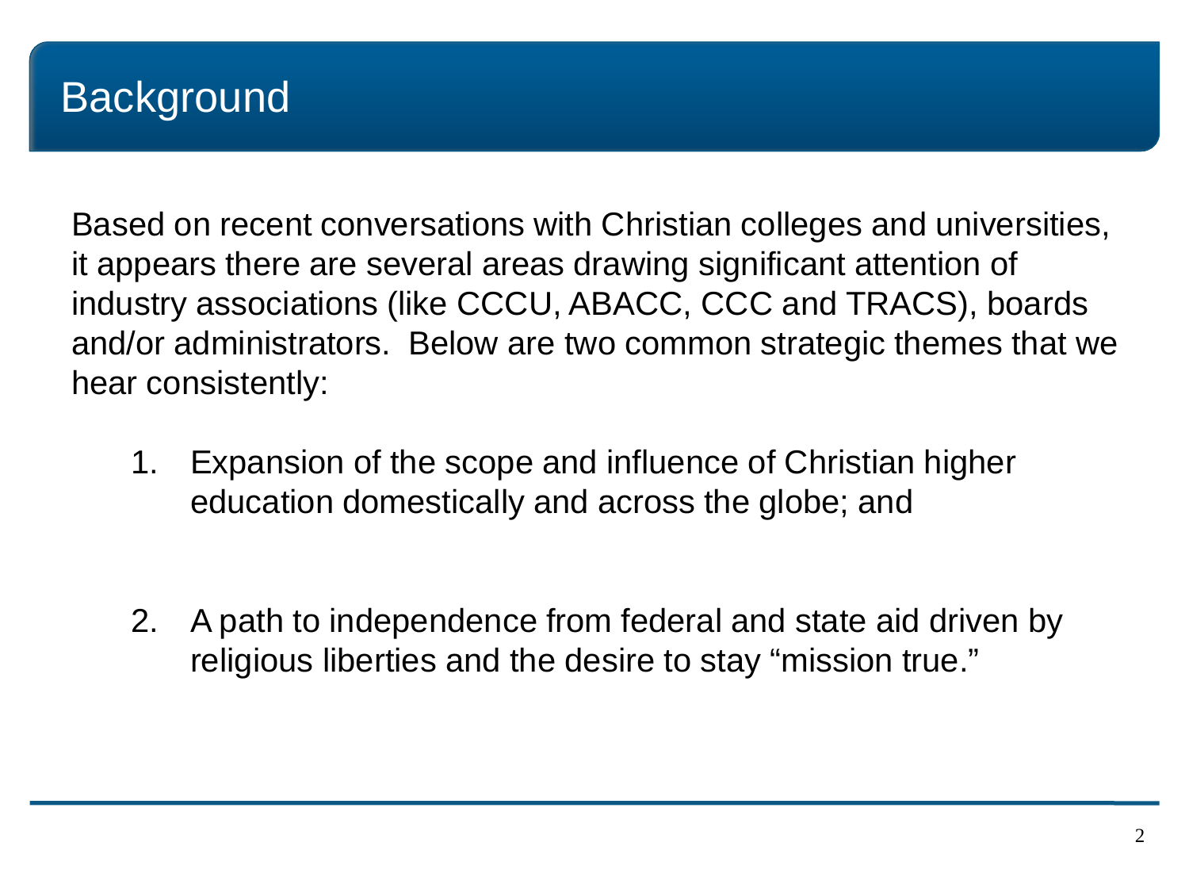# Background

Based on recent conversations with Christian colleges and universities, it appears there are several areas drawing significant attention of industry associations (like CCCU, ABACC, CCC and TRACS), boards and/or administrators. Below are two common strategic themes that we hear consistently:

1. Expansion of the scope and influence of Christian higher education domestically and across the globe; and

2. A path to independence from federal and state aid driven by religious liberties and the desire to stay "mission true."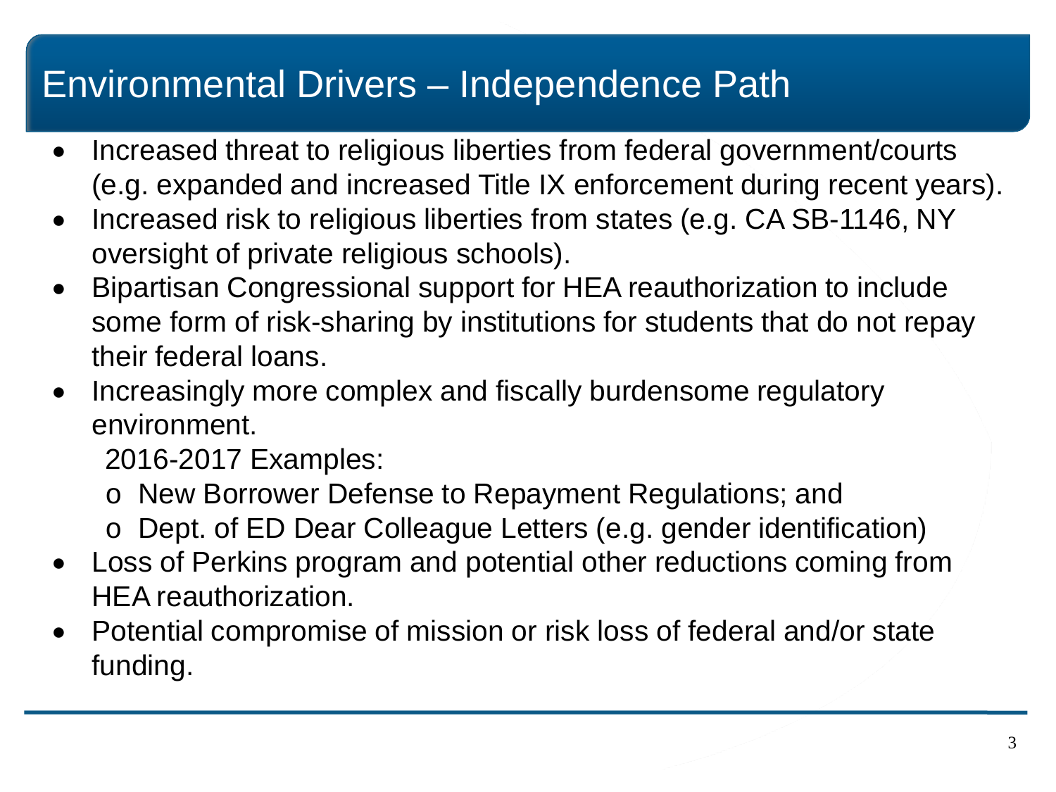# Environmental Drivers – Independence Path

- Increased threat to religious liberties from federal government/courts (e.g. expanded and increased Title IX enforcement during recent years).
- Increased risk to religious liberties from states (e.g. CA SB-1146, NY oversight of private religious schools).
- Bipartisan Congressional support for HEA reauthorization to include some form of risk-sharing by institutions for students that do not repay their federal loans.
- Increasingly more complex and fiscally burdensome regulatory environment.

  2016-2017 Examples:

  - New Borrower Defense to Repayment Regulations; and
  - Dept. of ED Dear Colleague Letters (e.g. gender identification)
- Loss of Perkins program and potential other reductions coming from HEA reauthorization.
- Potential compromise of mission or risk loss of federal and/or state funding.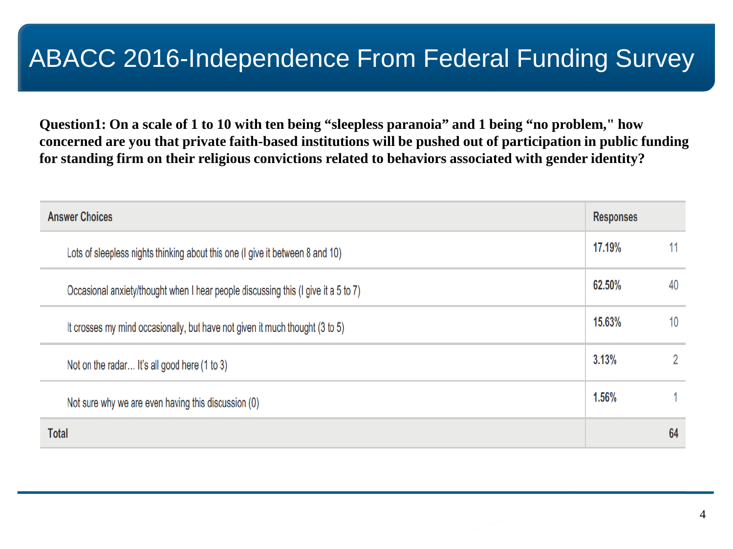# ABACC 2016-Independence From Federal Funding Survey

**Question1: On a scale of 1 to 10 with ten being "sleepless paranoia" and 1 being "no problem," how concerned are you that private faith-based institutions will be pushed out of participation in public funding for standing firm on their religious convictions related to behaviors associated with gender identity?**

| Answer Choices | Responses | |
|---|---|---|
| Lots of sleepless nights thinking about this one (I give it between 8 and 10) | 17.19% | 11 |
| Occasional anxiety/thought when I hear people discussing this (I give it a 5 to 7) | 62.50% | 40 |
| It crosses my mind occasionally, but have not given it much thought (3 to 5) | 15.63% | 10 |
| Not on the radar... It's all good here (1 to 3) | 3.13% | 2 |
| Not sure why we are even having this discussion (0) | 1.56% | 1 |
| **Total** | | **64** |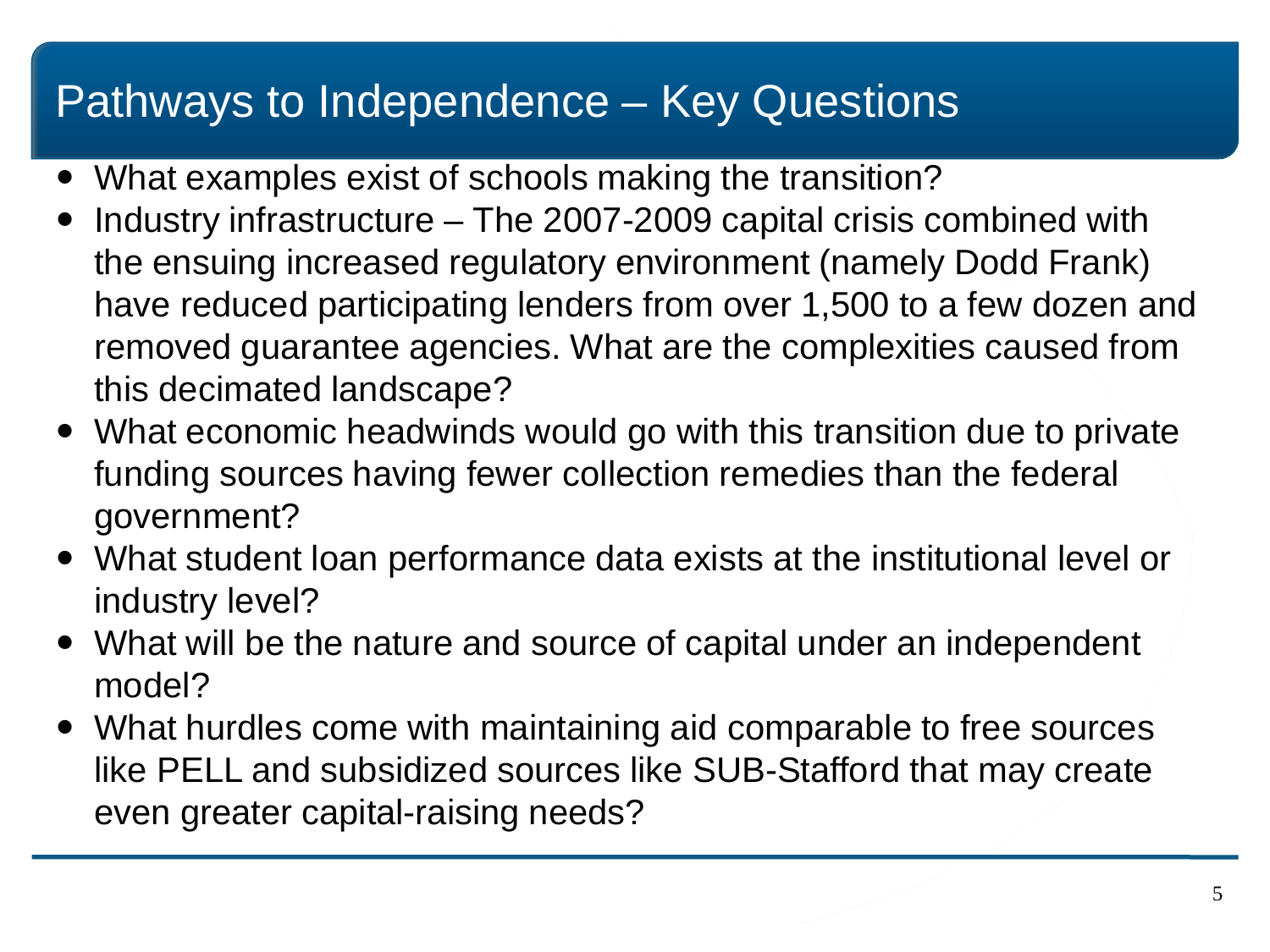# Pathways to Independence – Key Questions

- What examples exist of schools making the transition?
- Industry infrastructure – The 2007-2009 capital crisis combined with the ensuing increased regulatory environment (namely Dodd Frank) have reduced participating lenders from over 1,500 to a few dozen and removed guarantee agencies. What are the complexities caused from this decimated landscape?
- What economic headwinds would go with this transition due to private funding sources having fewer collection remedies than the federal government?
- What student loan performance data exists at the institutional level or industry level?
- What will be the nature and source of capital under an independent model?
- What hurdles come with maintaining aid comparable to free sources like PELL and subsidized sources like SUB-Stafford that may create even greater capital-raising needs?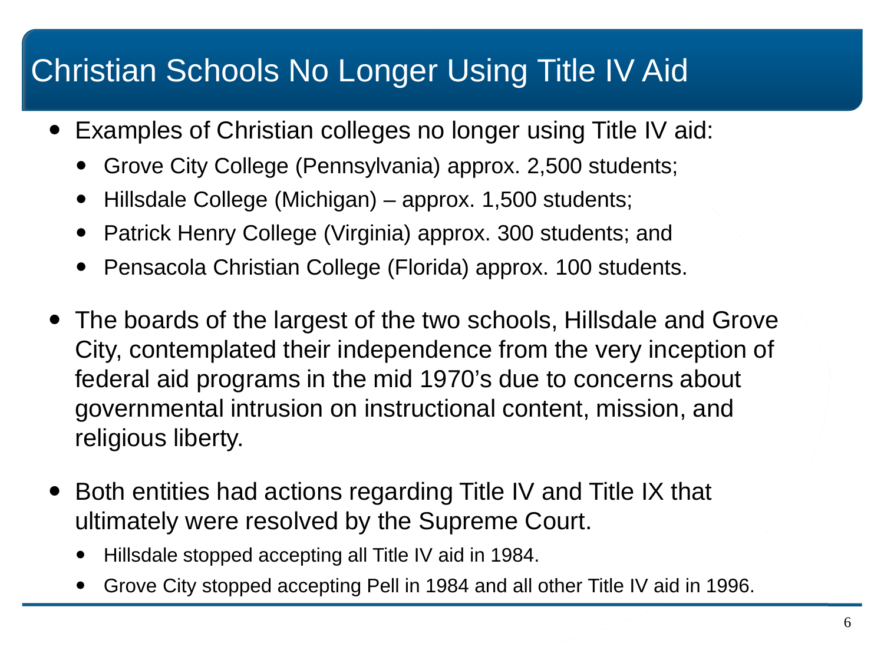# Christian Schools No Longer Using Title IV Aid

- Examples of Christian colleges no longer using Title IV aid:
  - Grove City College (Pennsylvania) approx. 2,500 students;
  - Hillsdale College (Michigan) – approx. 1,500 students;
  - Patrick Henry College (Virginia) approx. 300 students; and
  - Pensacola Christian College (Florida) approx. 100 students.

- The boards of the largest of the two schools, Hillsdale and Grove City, contemplated their independence from the very inception of federal aid programs in the mid 1970's due to concerns about governmental intrusion on instructional content, mission, and religious liberty.

- Both entities had actions regarding Title IV and Title IX that ultimately were resolved by the Supreme Court.
  - Hillsdale stopped accepting all Title IV aid in 1984.
  - Grove City stopped accepting Pell in 1984 and all other Title IV aid in 1996.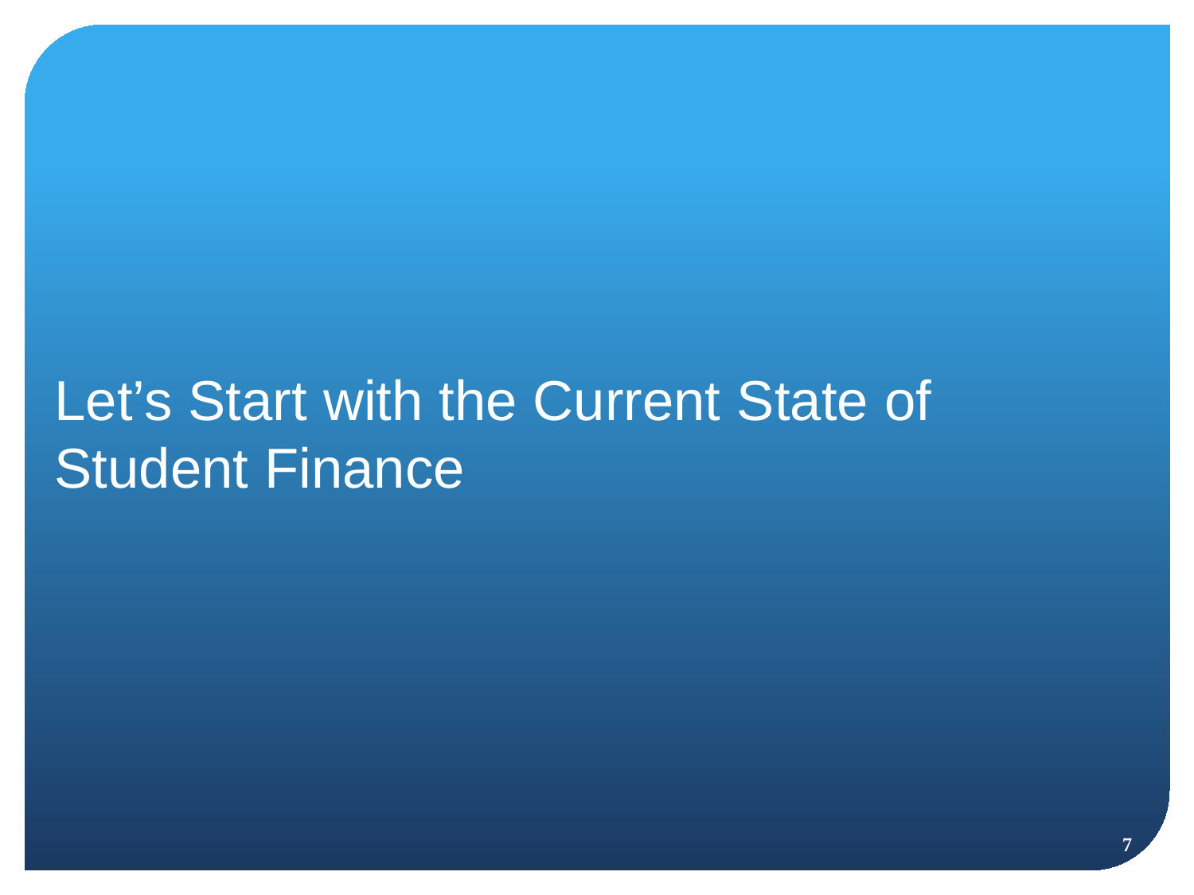# Let's Start with the Current State of Student Finance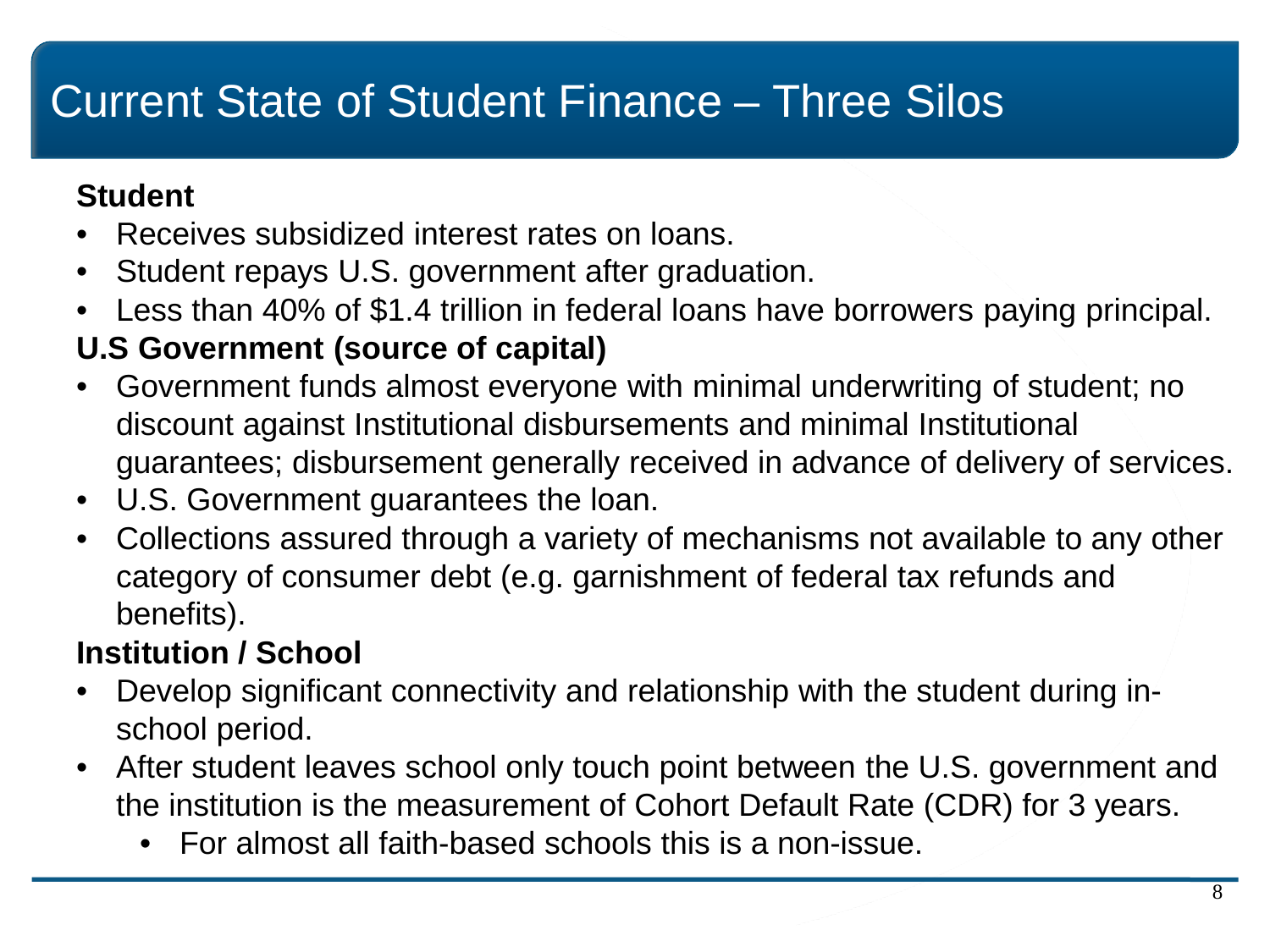# Current State of Student Finance – Three Silos

**Student**

- Receives subsidized interest rates on loans.
- Student repays U.S. government after graduation.
- Less than 40% of $1.4 trillion in federal loans have borrowers paying principal.

**U.S Government (source of capital)**

- Government funds almost everyone with minimal underwriting of student; no discount against Institutional disbursements and minimal Institutional guarantees; disbursement generally received in advance of delivery of services.
- U.S. Government guarantees the loan.
- Collections assured through a variety of mechanisms not available to any other category of consumer debt (e.g. garnishment of federal tax refunds and benefits).

**Institution / School**

- Develop significant connectivity and relationship with the student during in-school period.
- After student leaves school only touch point between the U.S. government and the institution is the measurement of Cohort Default Rate (CDR) for 3 years.
  - For almost all faith-based schools this is a non-issue.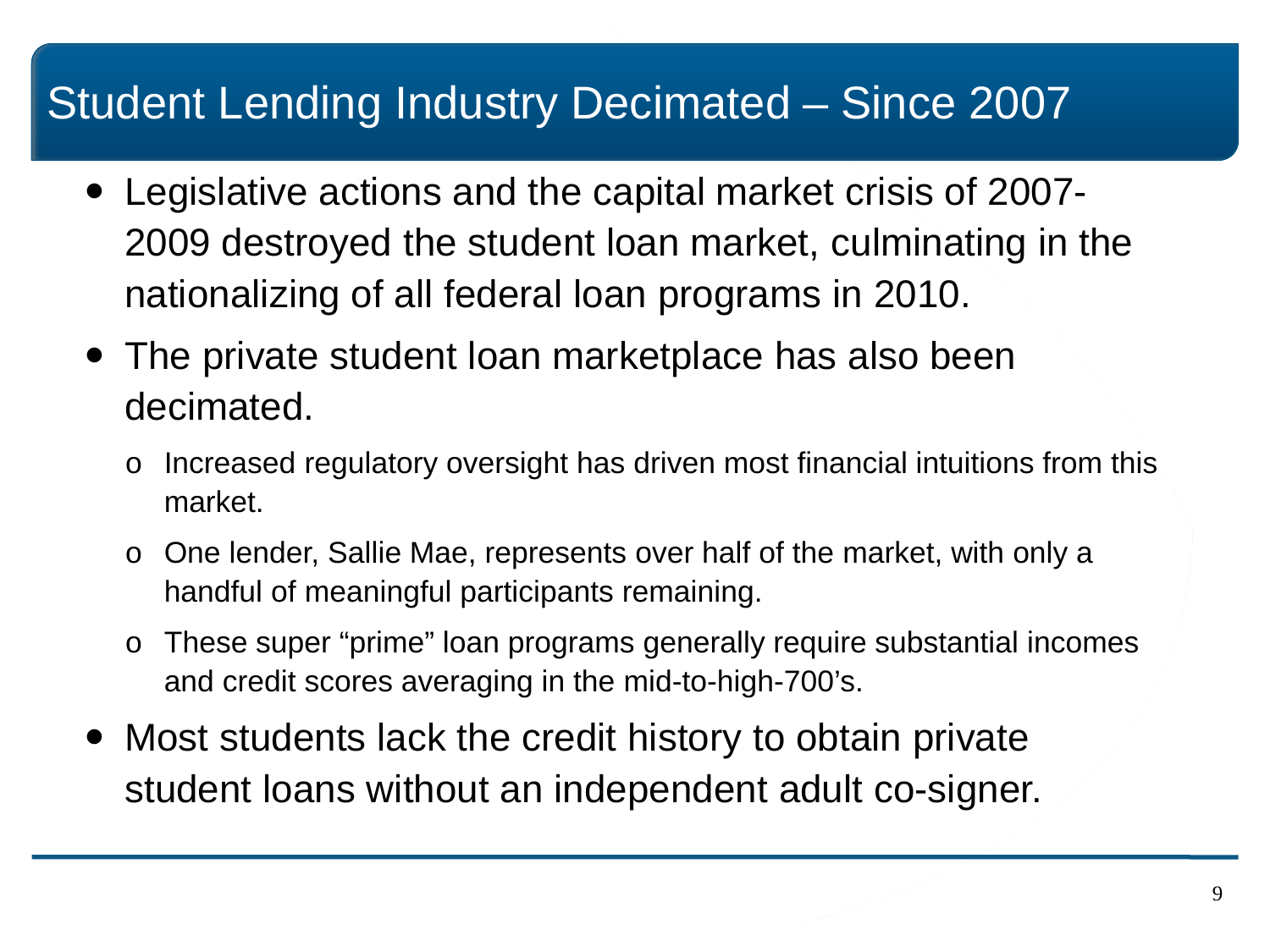# Student Lending Industry Decimated – Since 2007

- Legislative actions and the capital market crisis of 2007-2009 destroyed the student loan market, culminating in the nationalizing of all federal loan programs in 2010.
- The private student loan marketplace has also been decimated.
  - Increased regulatory oversight has driven most financial intuitions from this market.
  - One lender, Sallie Mae, represents over half of the market, with only a handful of meaningful participants remaining.
  - These super "prime" loan programs generally require substantial incomes and credit scores averaging in the mid-to-high-700's.
- Most students lack the credit history to obtain private student loans without an independent adult co-signer.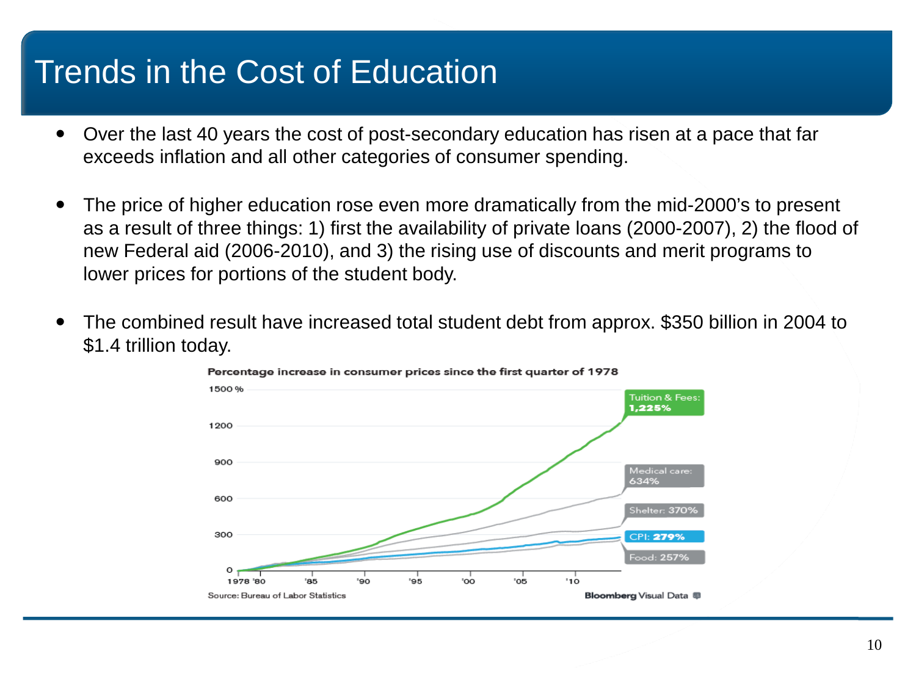# Trends in the Cost of Education

- Over the last 40 years the cost of post-secondary education has risen at a pace that far exceeds inflation and all other categories of consumer spending.
- The price of higher education rose even more dramatically from the mid-2000's to present as a result of three things: 1) first the availability of private loans (2000-2007), 2) the flood of new Federal aid (2006-2010), and 3) the rising use of discounts and merit programs to lower prices for portions of the student body.
- The combined result have increased total student debt from approx. $350 billion in 2004 to $1.4 trillion today.

**Percentage increase in consumer prices since the first quarter of 1978**

| Category | Increase |
|---|---|
| Tuition & Fees | 1,225% |
| Medical care | 634% |
| Shelter | 370% |
| CPI | 279% |
| Food | 257% |

Source: Bureau of Labor Statistics

Bloomberg Visual Data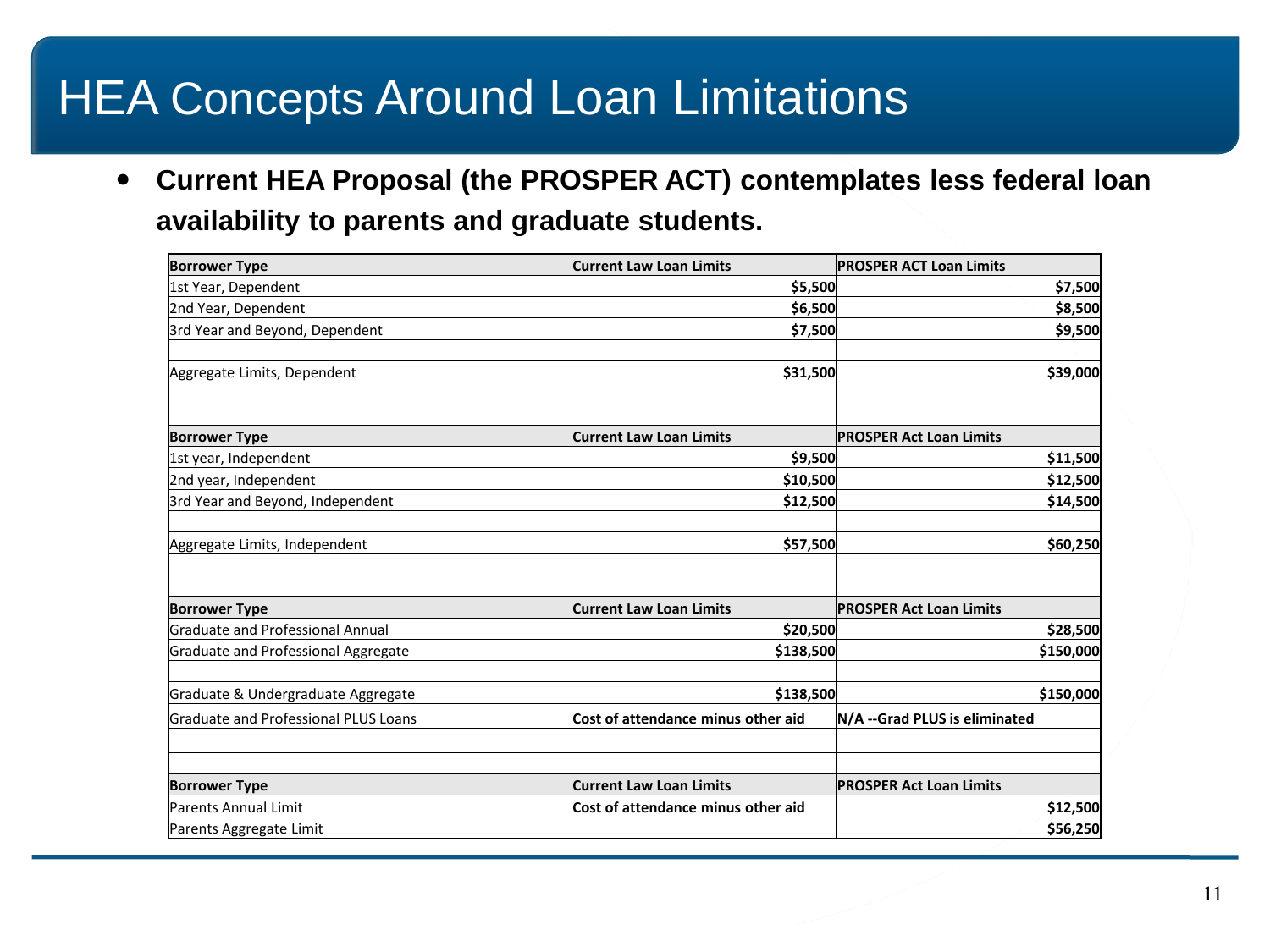# HEA Concepts Around Loan Limitations

- **Current HEA Proposal (the PROSPER ACT) contemplates less federal loan availability to parents and graduate students.**

| **Borrower Type** | **Current Law Loan Limits** | **PROSPER ACT Loan Limits** |
|---|---|---|
| 1st Year, Dependent | **$5,500** | **$7,500** |
| 2nd Year, Dependent | **$6,500** | **$8,500** |
| 3rd Year and Beyond, Dependent | **$7,500** | **$9,500** |
| | | |
| Aggregate Limits, Dependent | **$31,500** | **$39,000** |
| | | |
| | | |
| **Borrower Type** | **Current Law Loan Limits** | **PROSPER Act Loan Limits** |
| 1st year, Independent | **$9,500** | **$11,500** |
| 2nd year, Independent | **$10,500** | **$12,500** |
| 3rd Year and Beyond, Independent | **$12,500** | **$14,500** |
| | | |
| Aggregate Limits, Independent | **$57,500** | **$60,250** |
| | | |
| | | |
| **Borrower Type** | **Current Law Loan Limits** | **PROSPER Act Loan Limits** |
| Graduate and Professional Annual | **$20,500** | **$28,500** |
| Graduate and Professional Aggregate | **$138,500** | **$150,000** |
| | | |
| Graduate & Undergraduate Aggregate | **$138,500** | **$150,000** |
| Graduate and Professional PLUS Loans | **Cost of attendance minus other aid** | **N/A --Grad PLUS is eliminated** |
| | | |
| | | |
| **Borrower Type** | **Current Law Loan Limits** | **PROSPER Act Loan Limits** |
| Parents Annual Limit | **Cost of attendance minus other aid** | **$12,500** |
| Parents Aggregate Limit | | **$56,250** |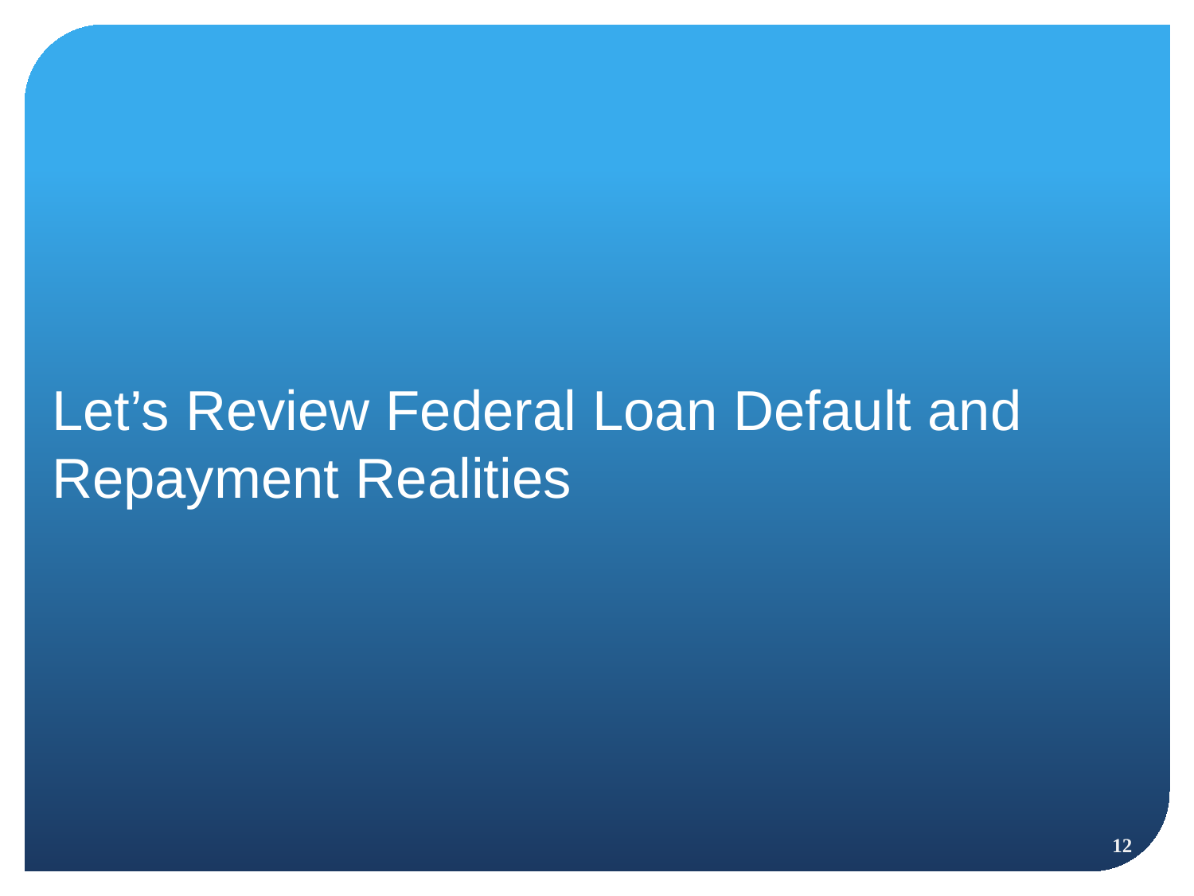# Let's Review Federal Loan Default and Repayment Realities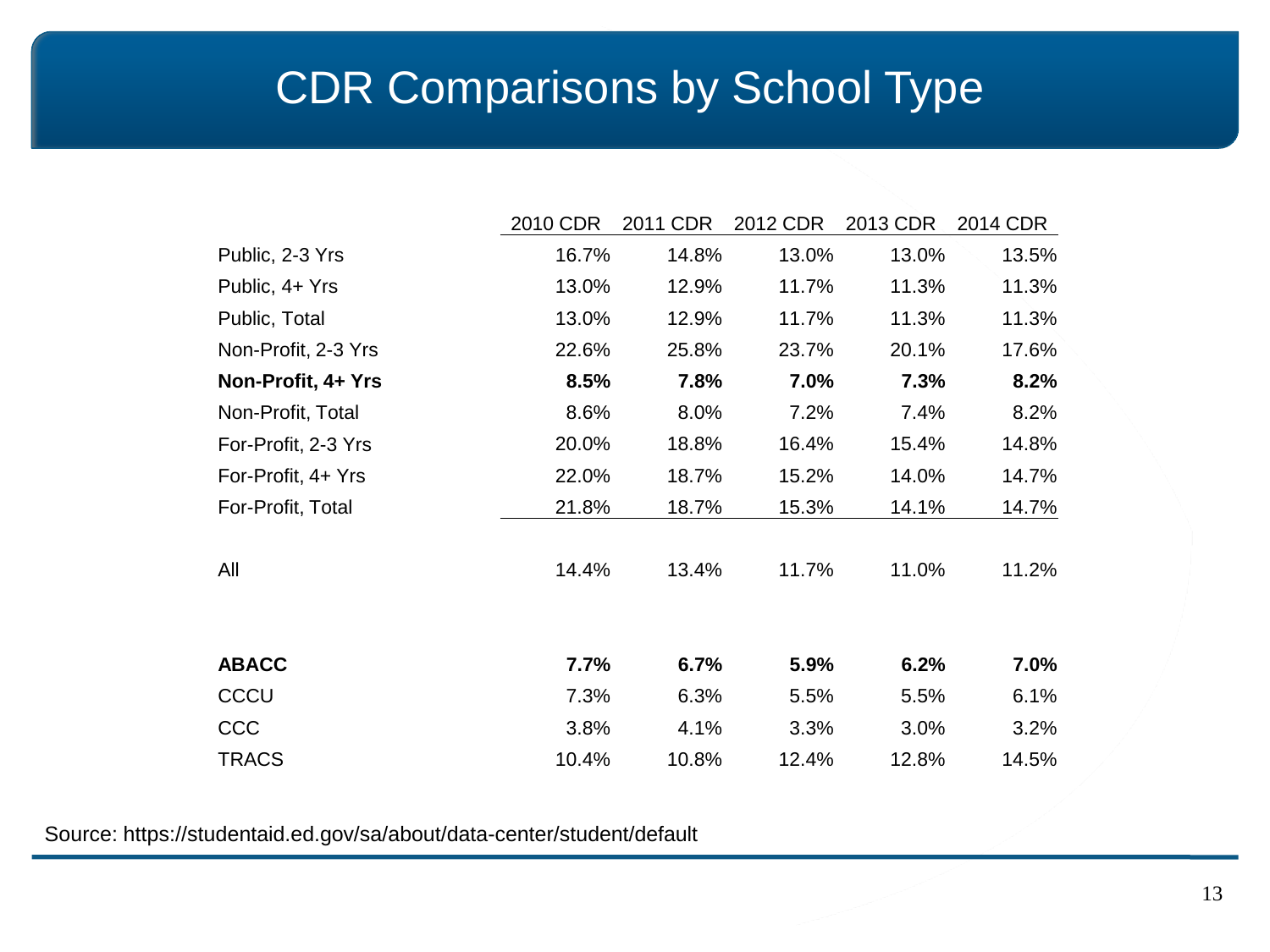# CDR Comparisons by School Type

| | 2010 CDR | 2011 CDR | 2012 CDR | 2013 CDR | 2014 CDR |
|---|---|---|---|---|---|
| Public, 2-3 Yrs | 16.7% | 14.8% | 13.0% | 13.0% | 13.5% |
| Public, 4+ Yrs | 13.0% | 12.9% | 11.7% | 11.3% | 11.3% |
| Public, Total | 13.0% | 12.9% | 11.7% | 11.3% | 11.3% |
| Non-Profit, 2-3 Yrs | 22.6% | 25.8% | 23.7% | 20.1% | 17.6% |
| **Non-Profit, 4+ Yrs** | **8.5%** | **7.8%** | **7.0%** | **7.3%** | **8.2%** |
| Non-Profit, Total | 8.6% | 8.0% | 7.2% | 7.4% | 8.2% |
| For-Profit, 2-3 Yrs | 20.0% | 18.8% | 16.4% | 15.4% | 14.8% |
| For-Profit, 4+ Yrs | 22.0% | 18.7% | 15.2% | 14.0% | 14.7% |
| For-Profit, Total | 21.8% | 18.7% | 15.3% | 14.1% | 14.7% |
| All | 14.4% | 13.4% | 11.7% | 11.0% | 11.2% |
| **ABACC** | **7.7%** | **6.7%** | **5.9%** | **6.2%** | **7.0%** |
| CCCU | 7.3% | 6.3% | 5.5% | 5.5% | 6.1% |
| CCC | 3.8% | 4.1% | 3.3% | 3.0% | 3.2% |
| TRACS | 10.4% | 10.8% | 12.4% | 12.8% | 14.5% |

Source: https://studentaid.ed.gov/sa/about/data-center/student/default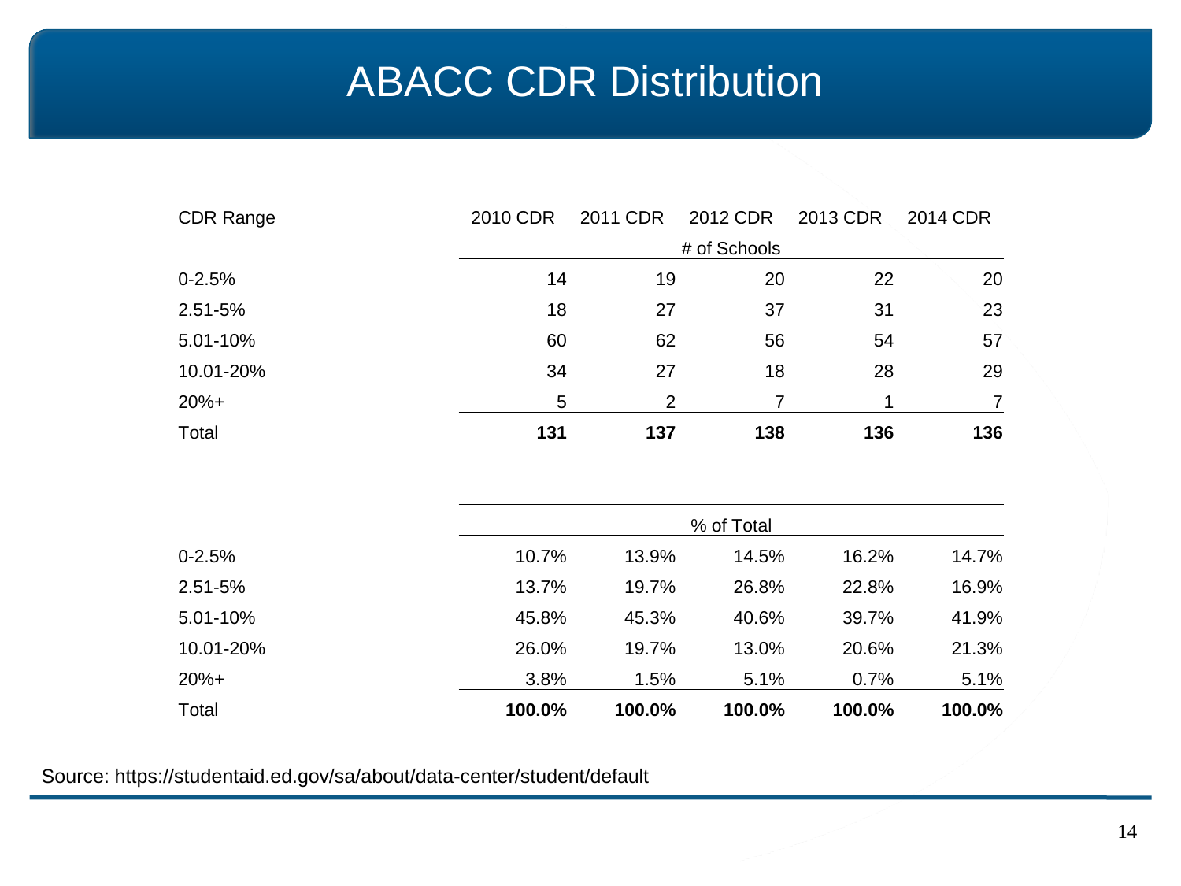# ABACC CDR Distribution

| CDR Range | 2010 CDR | 2011 CDR | 2012 CDR | 2013 CDR | 2014 CDR |
|---|---|---|---|---|---|
| | | | # of Schools | | |
| 0-2.5% | 14 | 19 | 20 | 22 | 20 |
| 2.51-5% | 18 | 27 | 37 | 31 | 23 |
| 5.01-10% | 60 | 62 | 56 | 54 | 57 |
| 10.01-20% | 34 | 27 | 18 | 28 | 29 |
| 20%+ | 5 | 2 | 7 | 1 | 7 |
| Total | **131** | **137** | **138** | **136** | **136** |

| | | | | | |
|---|---|---|---|---|---|
| | | | % of Total | | |
| 0-2.5% | 10.7% | 13.9% | 14.5% | 16.2% | 14.7% |
| 2.51-5% | 13.7% | 19.7% | 26.8% | 22.8% | 16.9% |
| 5.01-10% | 45.8% | 45.3% | 40.6% | 39.7% | 41.9% |
| 10.01-20% | 26.0% | 19.7% | 13.0% | 20.6% | 21.3% |
| 20%+ | 3.8% | 1.5% | 5.1% | 0.7% | 5.1% |
| Total | **100.0%** | **100.0%** | **100.0%** | **100.0%** | **100.0%** |

Source: https://studentaid.ed.gov/sa/about/data-center/student/default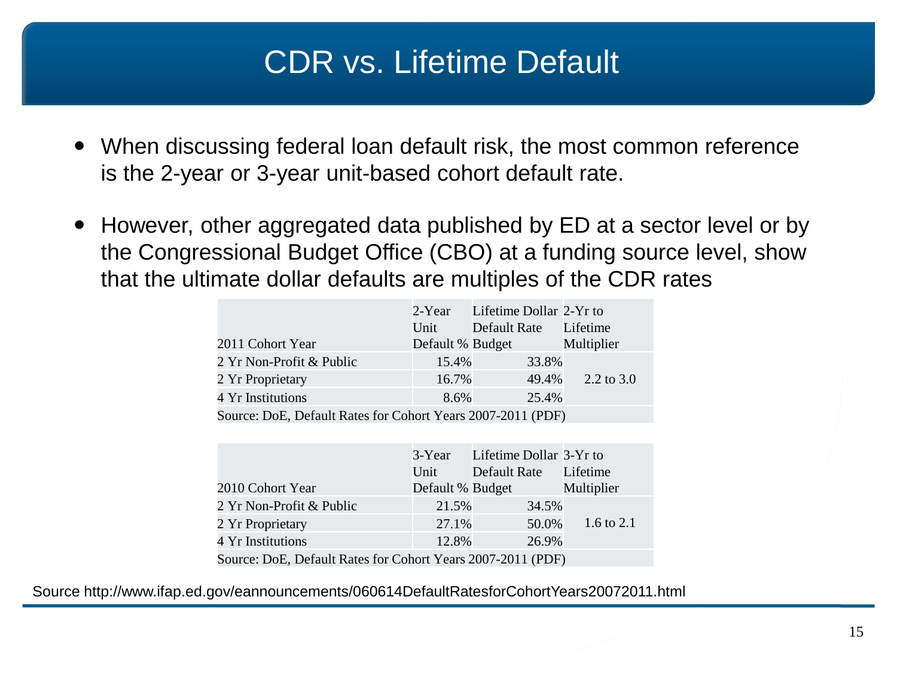# CDR vs. Lifetime Default

- When discussing federal loan default risk, the most common reference is the 2-year or 3-year unit-based cohort default rate.
- However, other aggregated data published by ED at a sector level or by the Congressional Budget Office (CBO) at a funding source level, show that the ultimate dollar defaults are multiples of the CDR rates

| 2011 Cohort Year | 2-Year Unit Default % | Lifetime Dollar Default Rate Budget | 2-Yr to Lifetime Multiplier |
|---|---|---|---|
| 2 Yr Non-Profit & Public | 15.4% | 33.8% | |
| 2 Yr Proprietary | 16.7% | 49.4% | 2.2 to 3.0 |
| 4 Yr Institutions | 8.6% | 25.4% | |
| Source: DoE, Default Rates for Cohort Years 2007-2011 (PDF) | | | |

| 2010 Cohort Year | 3-Year Unit Default % | Lifetime Dollar Default Rate Budget | 3-Yr to Lifetime Multiplier |
|---|---|---|---|
| 2 Yr Non-Profit & Public | 21.5% | 34.5% | |
| 2 Yr Proprietary | 27.1% | 50.0% | 1.6 to 2.1 |
| 4 Yr Institutions | 12.8% | 26.9% | |
| Source: DoE, Default Rates for Cohort Years 2007-2011 (PDF) | | | |

Source http://www.ifap.ed.gov/eannouncements/060614DefaultRatesforCohortYears20072011.html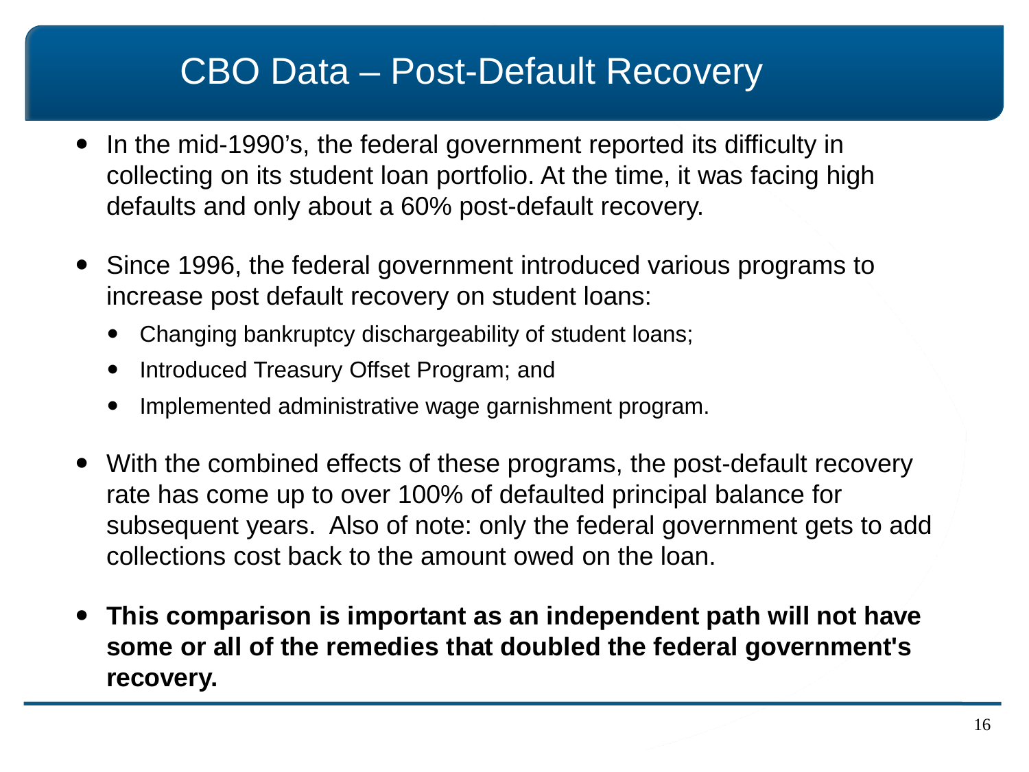# CBO Data – Post-Default Recovery

- In the mid-1990's, the federal government reported its difficulty in collecting on its student loan portfolio. At the time, it was facing high defaults and only about a 60% post-default recovery.
- Since 1996, the federal government introduced various programs to increase post default recovery on student loans:
  - Changing bankruptcy dischargeability of student loans;
  - Introduced Treasury Offset Program; and
  - Implemented administrative wage garnishment program.
- With the combined effects of these programs, the post-default recovery rate has come up to over 100% of defaulted principal balance for subsequent years.  Also of note: only the federal government gets to add collections cost back to the amount owed on the loan.
- **This comparison is important as an independent path will not have some or all of the remedies that doubled the federal government's recovery.**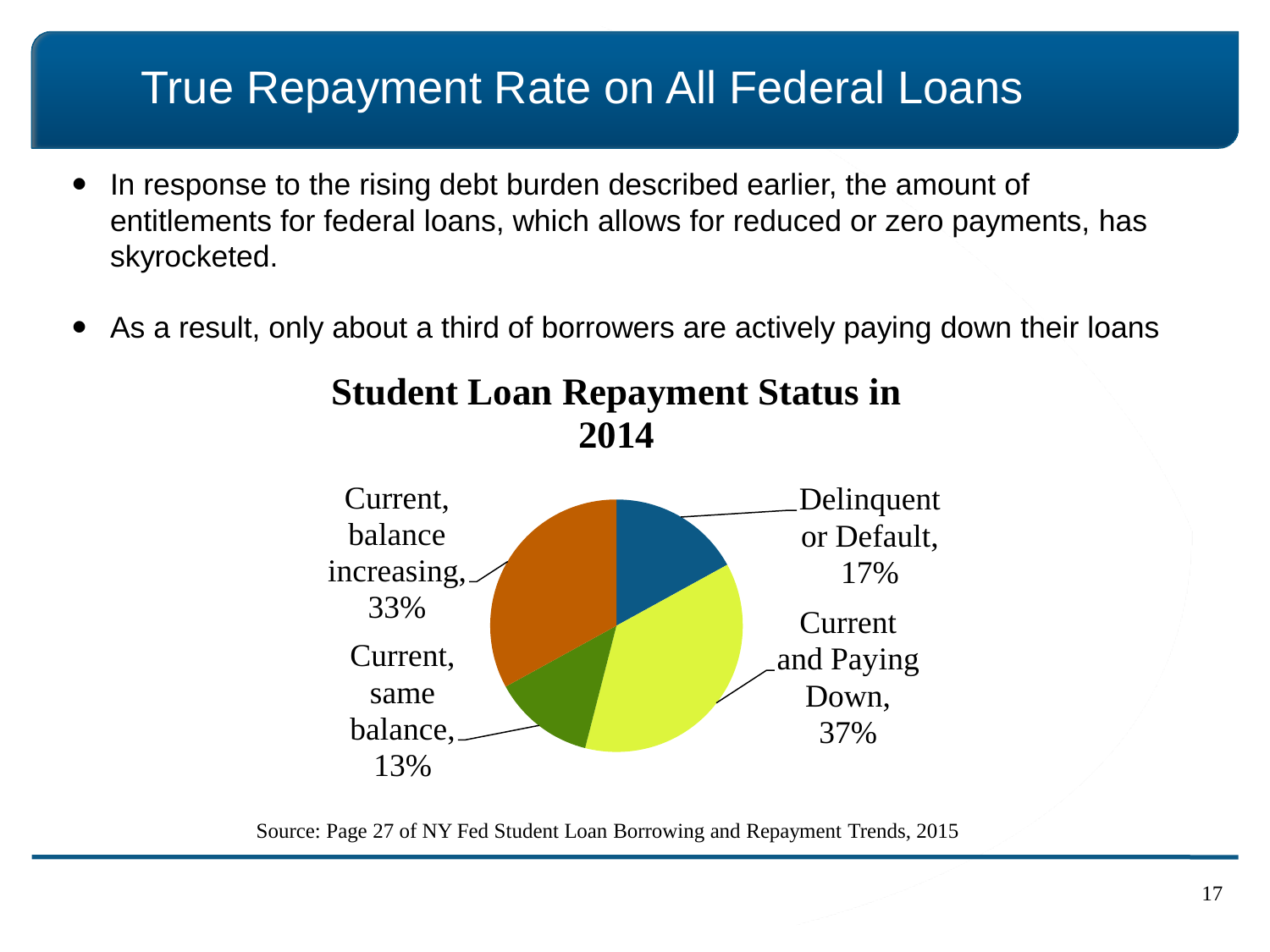# True Repayment Rate on All Federal Loans

- In response to the rising debt burden described earlier, the amount of entitlements for federal loans, which allows for reduced or zero payments, has skyrocketed.
- As a result, only about a third of borrowers are actively paying down their loans

**Student Loan Repayment Status in 2014**

| Status | Share |
|---|---|
| Delinquent or Default | 17% |
| Current and Paying Down | 37% |
| Current, same balance | 13% |
| Current, balance increasing | 33% |

Source: Page 27 of NY Fed Student Loan Borrowing and Repayment Trends, 2015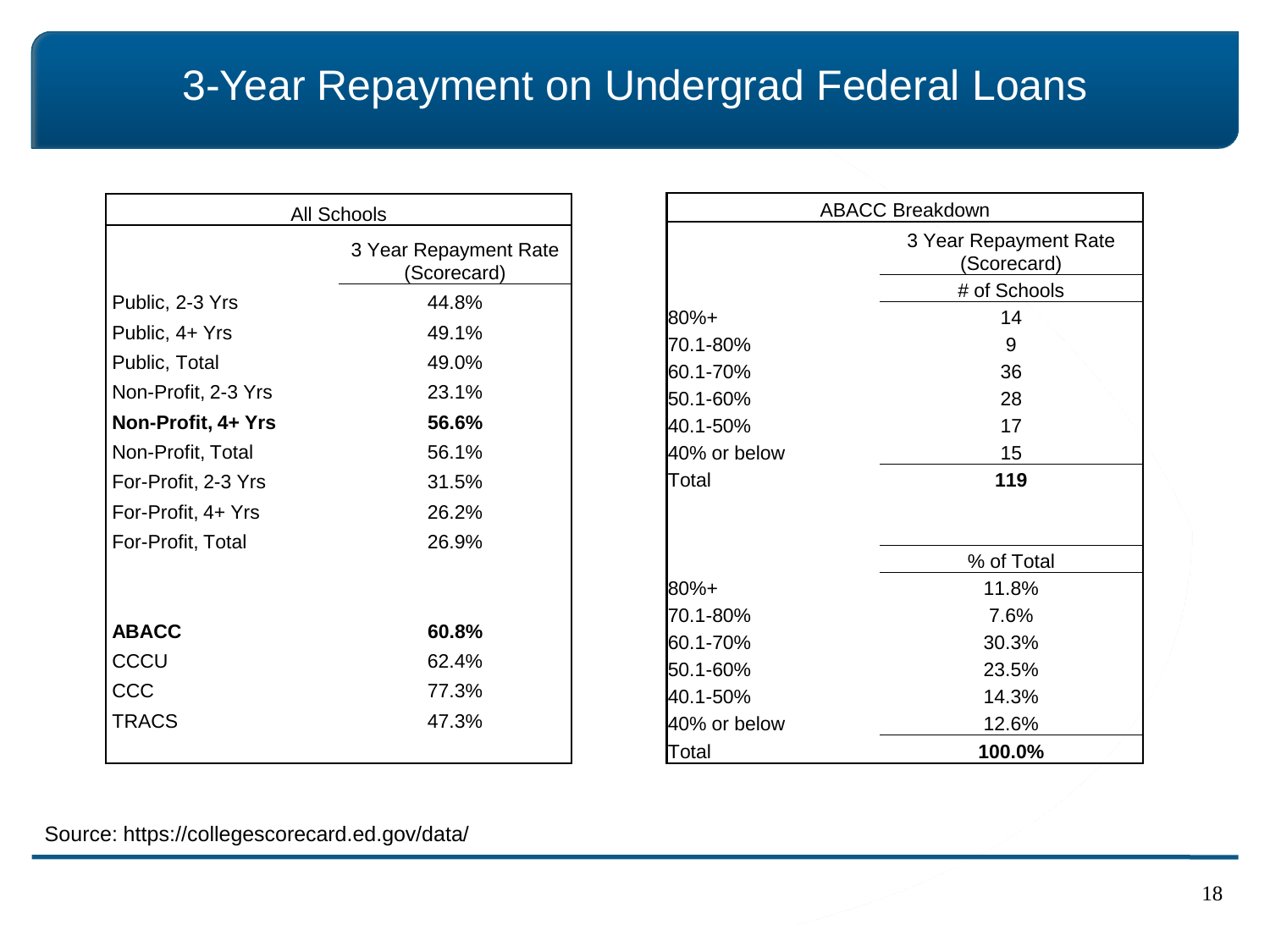# 3-Year Repayment on Undergrad Federal Loans

| All Schools | 3 Year Repayment Rate (Scorecard) |
|---|---|
| Public, 2-3 Yrs | 44.8% |
| Public, 4+ Yrs | 49.1% |
| Public, Total | 49.0% |
| Non-Profit, 2-3 Yrs | 23.1% |
| **Non-Profit, 4+ Yrs** | **56.6%** |
| Non-Profit, Total | 56.1% |
| For-Profit, 2-3 Yrs | 31.5% |
| For-Profit, 4+ Yrs | 26.2% |
| For-Profit, Total | 26.9% |
| | |
| **ABACC** | **60.8%** |
| CCCU | 62.4% |
| CCC | 77.3% |
| TRACS | 47.3% |

| ABACC Breakdown | 3 Year Repayment Rate (Scorecard) |
|---|---|
| | # of Schools |
| 80%+ | 14 |
| 70.1-80% | 9 |
| 60.1-70% | 36 |
| 50.1-60% | 28 |
| 40.1-50% | 17 |
| 40% or below | 15 |
| Total | **119** |
| | |
| | % of Total |
| 80%+ | 11.8% |
| 70.1-80% | 7.6% |
| 60.1-70% | 30.3% |
| 50.1-60% | 23.5% |
| 40.1-50% | 14.3% |
| 40% or below | 12.6% |
| Total | **100.0%** |

Source: https://collegescorecard.ed.gov/data/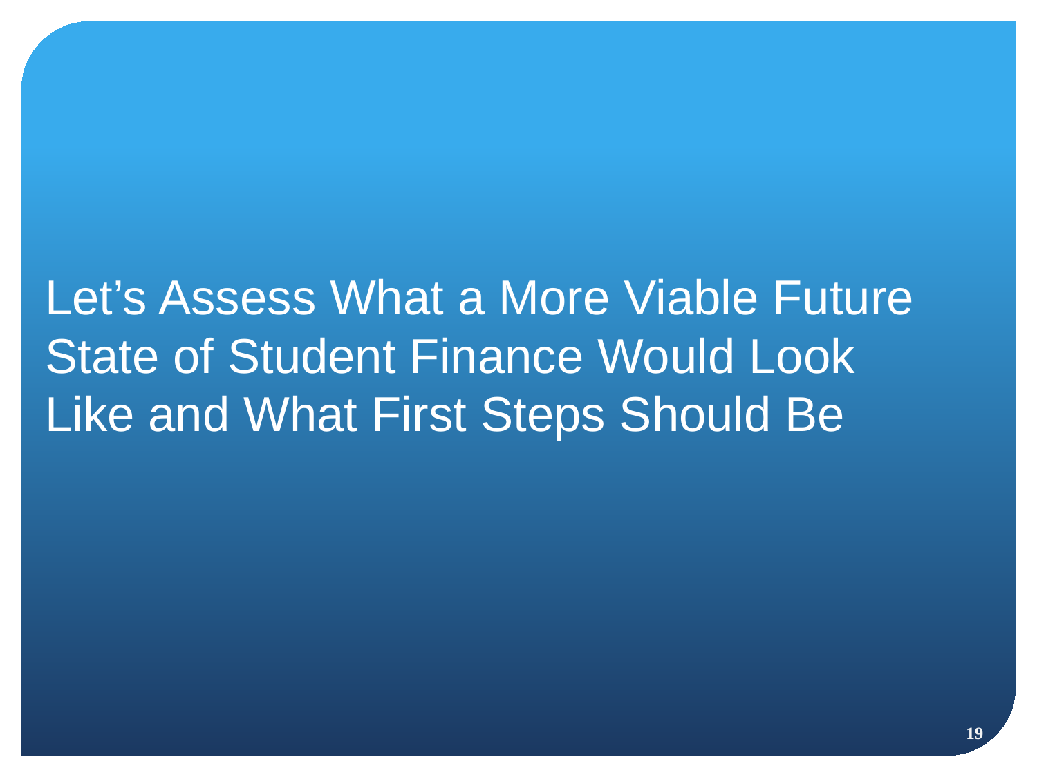# Let's Assess What a More Viable Future State of Student Finance Would Look Like and What First Steps Should Be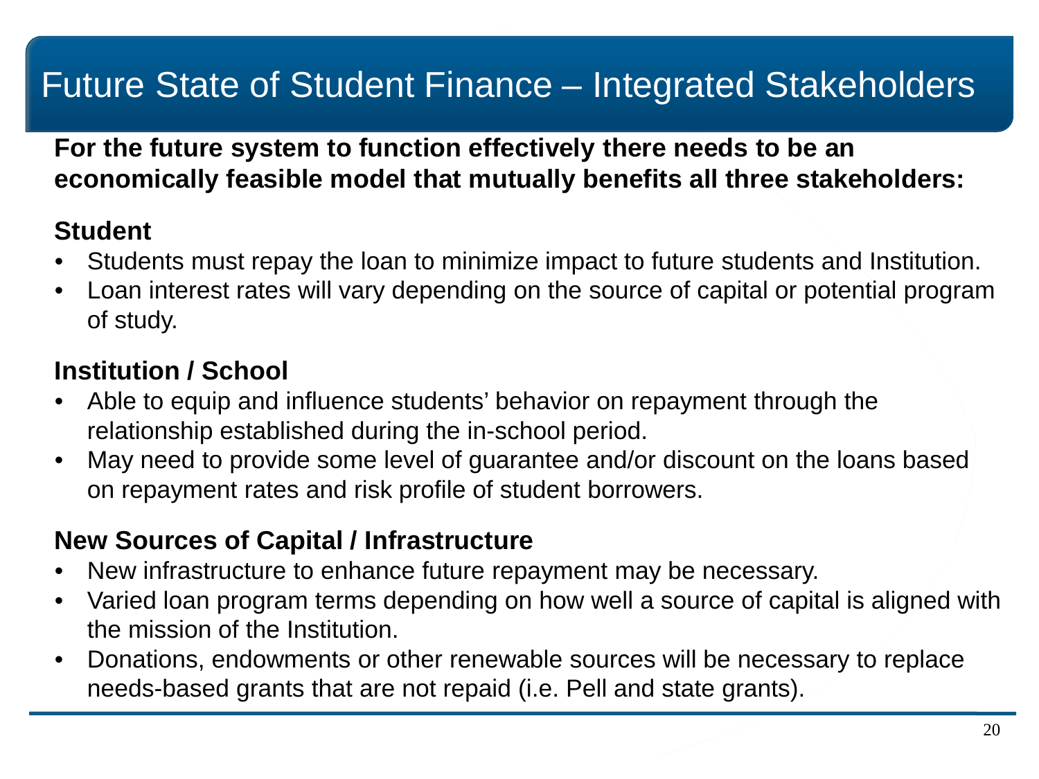# Future State of Student Finance – Integrated Stakeholders

**For the future system to function effectively there needs to be an economically feasible model that mutually benefits all three stakeholders:**

### Student

- Students must repay the loan to minimize impact to future students and Institution.
- Loan interest rates will vary depending on the source of capital or potential program of study.

### Institution / School

- Able to equip and influence students' behavior on repayment through the relationship established during the in-school period.
- May need to provide some level of guarantee and/or discount on the loans based on repayment rates and risk profile of student borrowers.

### New Sources of Capital / Infrastructure

- New infrastructure to enhance future repayment may be necessary.
- Varied loan program terms depending on how well a source of capital is aligned with the mission of the Institution.
- Donations, endowments or other renewable sources will be necessary to replace needs-based grants that are not repaid (i.e. Pell and state grants).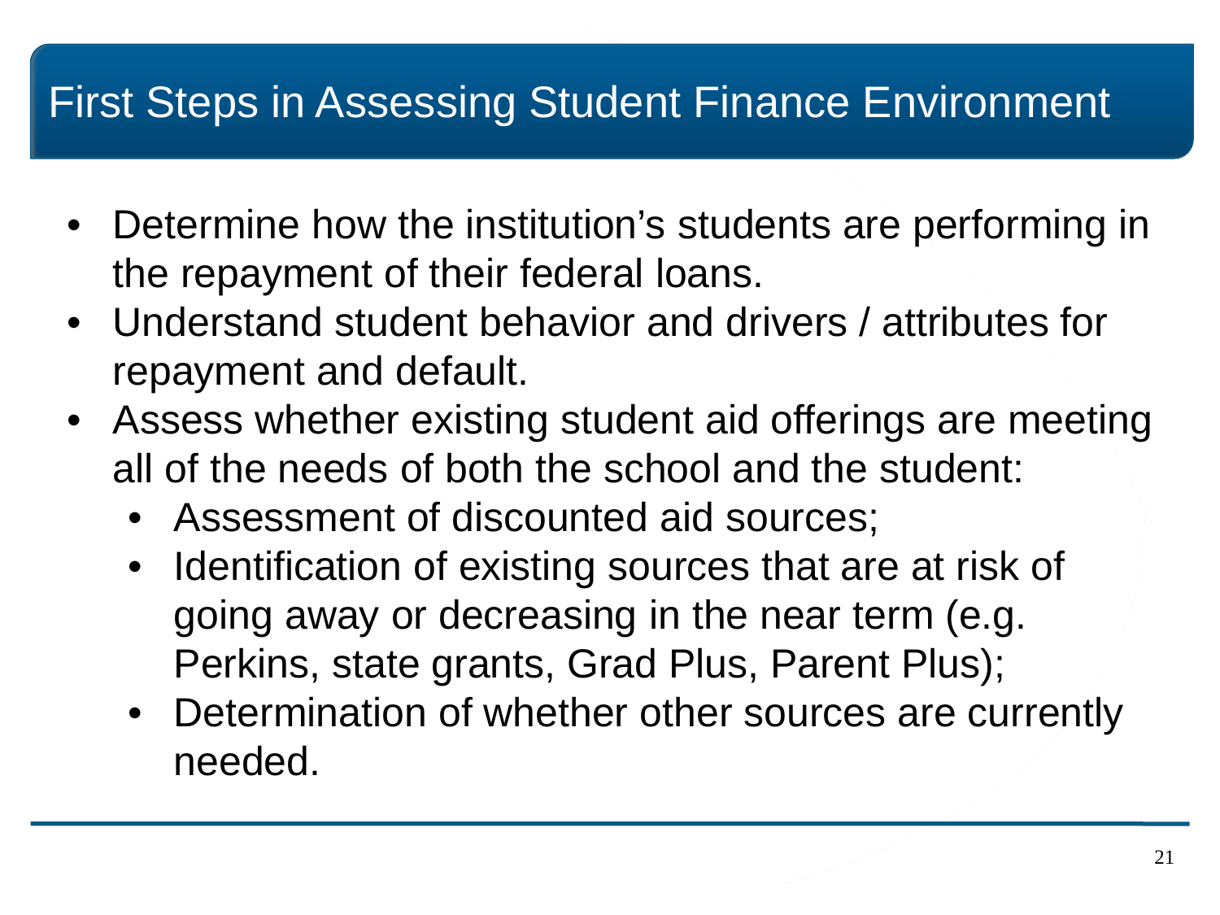# First Steps in Assessing Student Finance Environment

- Determine how the institution's students are performing in the repayment of their federal loans.
- Understand student behavior and drivers / attributes for repayment and default.
- Assess whether existing student aid offerings are meeting all of the needs of both the school and the student:
  - Assessment of discounted aid sources;
  - Identification of existing sources that are at risk of going away or decreasing in the near term (e.g. Perkins, state grants, Grad Plus, Parent Plus);
  - Determination of whether other sources are currently needed.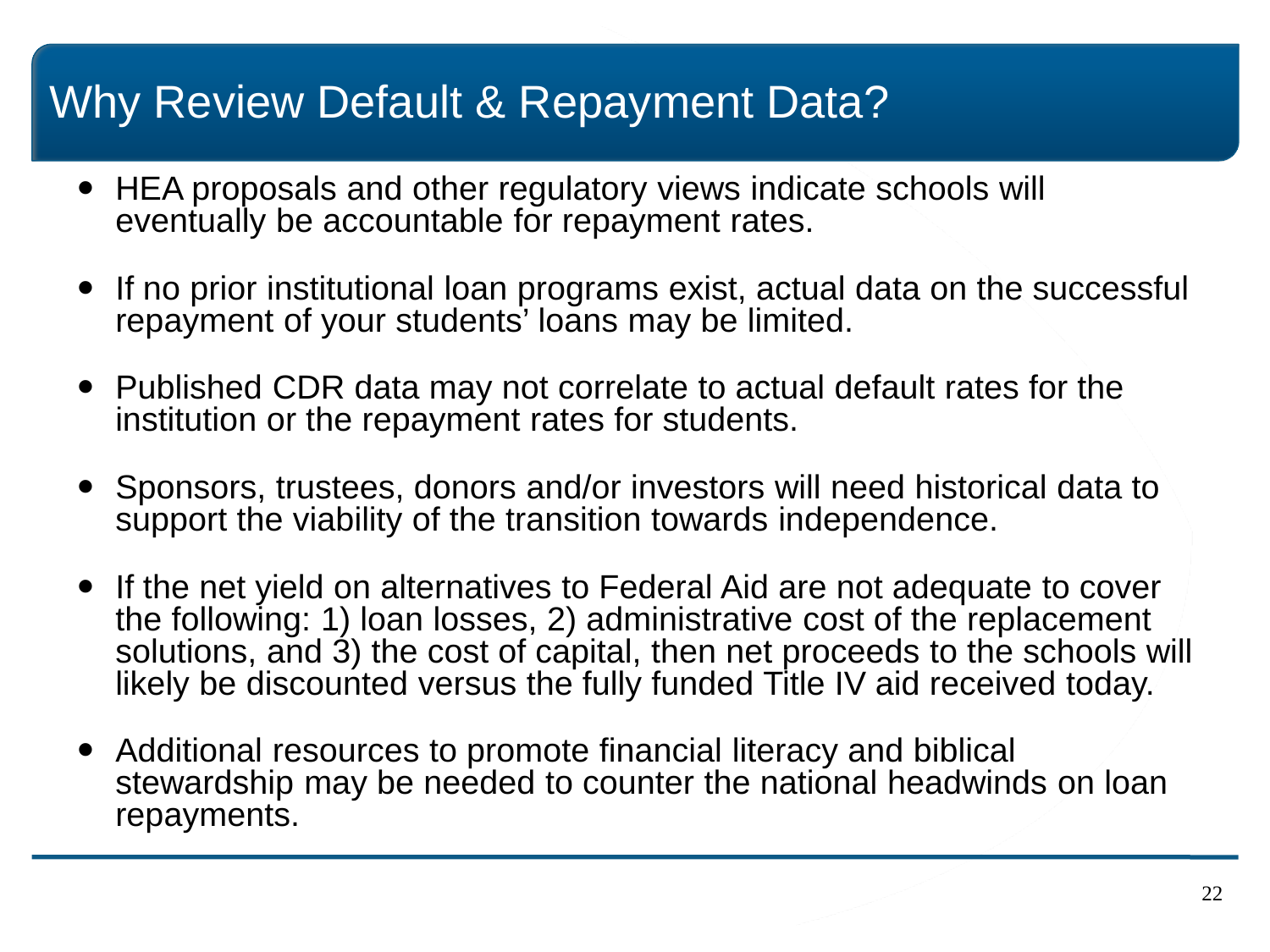# Why Review Default & Repayment Data?

- HEA proposals and other regulatory views indicate schools will eventually be accountable for repayment rates.
- If no prior institutional loan programs exist, actual data on the successful repayment of your students' loans may be limited.
- Published CDR data may not correlate to actual default rates for the institution or the repayment rates for students.
- Sponsors, trustees, donors and/or investors will need historical data to support the viability of the transition towards independence.
- If the net yield on alternatives to Federal Aid are not adequate to cover the following: 1) loan losses, 2) administrative cost of the replacement solutions, and 3) the cost of capital, then net proceeds to the schools will likely be discounted versus the fully funded Title IV aid received today.
- Additional resources to promote financial literacy and biblical stewardship may be needed to counter the national headwinds on loan repayments.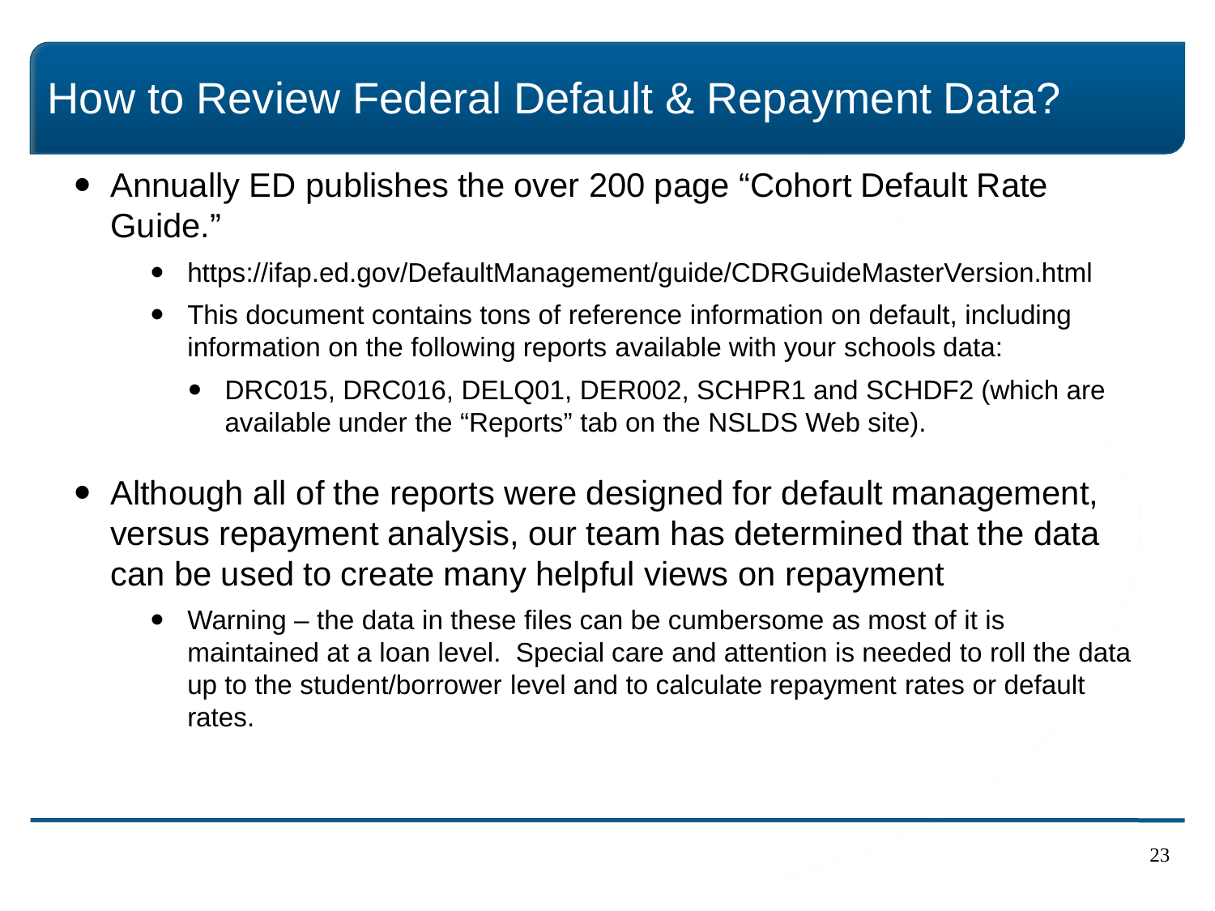# How to Review Federal Default & Repayment Data?

- Annually ED publishes the over 200 page "Cohort Default Rate Guide."
  - https://ifap.ed.gov/DefaultManagement/guide/CDRGuideMasterVersion.html
  - This document contains tons of reference information on default, including information on the following reports available with your schools data:
    - DRC015, DRC016, DELQ01, DER002, SCHPR1 and SCHDF2 (which are available under the "Reports" tab on the NSLDS Web site).
- Although all of the reports were designed for default management, versus repayment analysis, our team has determined that the data can be used to create many helpful views on repayment
  - Warning – the data in these files can be cumbersome as most of it is maintained at a loan level. Special care and attention is needed to roll the data up to the student/borrower level and to calculate repayment rates or default rates.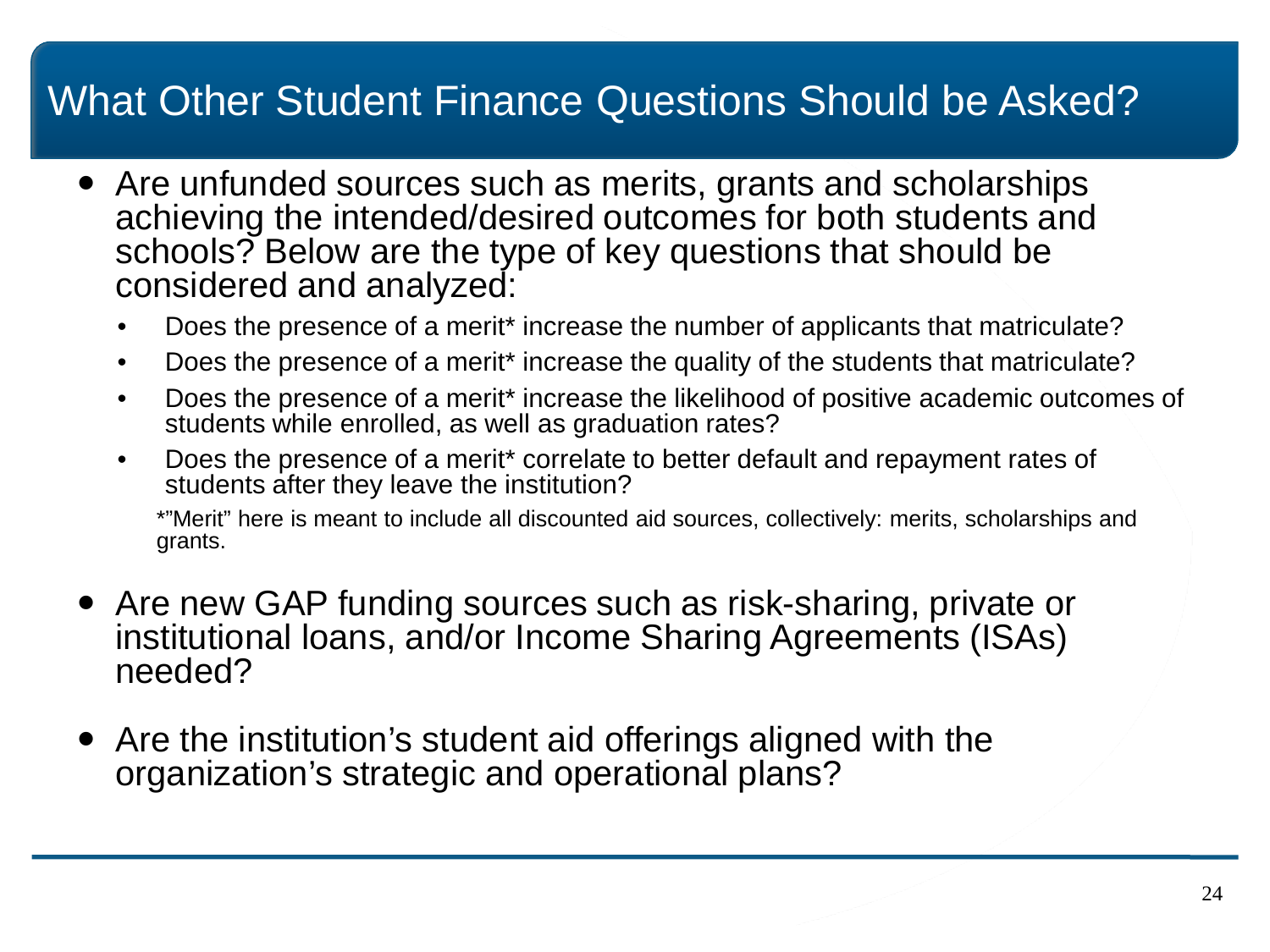# What Other Student Finance Questions Should be Asked?

- Are unfunded sources such as merits, grants and scholarships achieving the intended/desired outcomes for both students and schools? Below are the type of key questions that should be considered and analyzed:
  - Does the presence of a merit* increase the number of applicants that matriculate?
  - Does the presence of a merit* increase the quality of the students that matriculate?
  - Does the presence of a merit* increase the likelihood of positive academic outcomes of students while enrolled, as well as graduation rates?
  - Does the presence of a merit* correlate to better default and repayment rates of students after they leave the institution?

  *"Merit" here is meant to include all discounted aid sources, collectively: merits, scholarships and grants.

- Are new GAP funding sources such as risk-sharing, private or institutional loans, and/or Income Sharing Agreements (ISAs) needed?

- Are the institution's student aid offerings aligned with the organization's strategic and operational plans?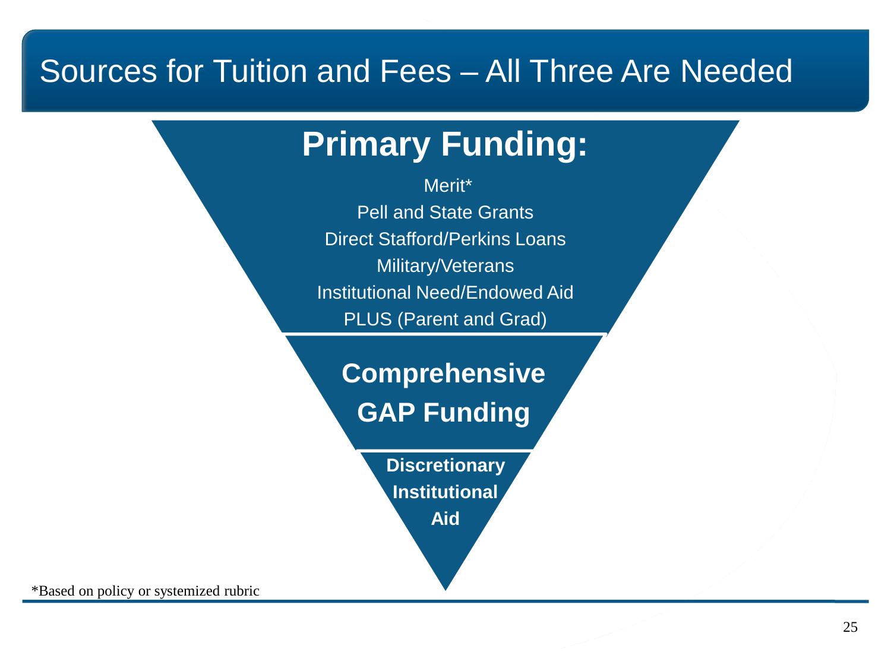# Sources for Tuition and Fees – All Three Are Needed

## Primary Funding:

Merit*

Pell and State Grants

Direct Stafford/Perkins Loans

Military/Veterans

Institutional Need/Endowed Aid

PLUS (Parent and Grad)

## Comprehensive GAP Funding

**Discretionary Institutional Aid**

*Based on policy or systemized rubric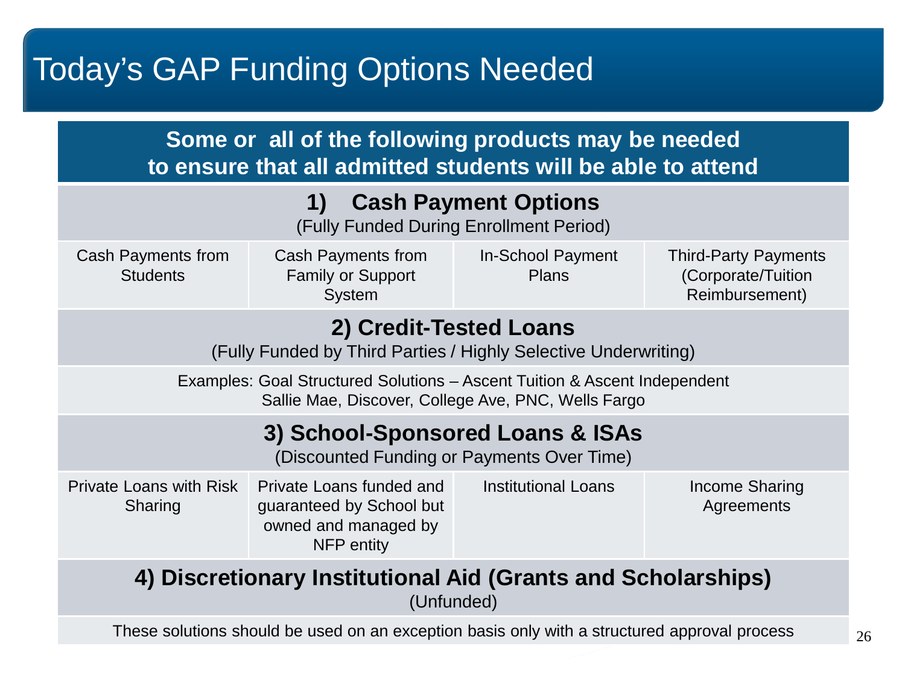# Today's GAP Funding Options Needed

**Some or all of the following products may be needed to ensure that all admitted students will be able to attend**

## 1) Cash Payment Options

(Fully Funded During Enrollment Period)

| Cash Payments from Students | Cash Payments from Family or Support System | In-School Payment Plans | Third-Party Payments (Corporate/Tuition Reimbursement) |
|---|---|---|---|

## 2) Credit-Tested Loans

(Fully Funded by Third Parties / Highly Selective Underwriting)

Examples: Goal Structured Solutions – Ascent Tuition & Ascent Independent
Sallie Mae, Discover, College Ave, PNC, Wells Fargo

## 3) School-Sponsored Loans & ISAs

(Discounted Funding or Payments Over Time)

| Private Loans with Risk Sharing | Private Loans funded and guaranteed by School but owned and managed by NFP entity | Institutional Loans | Income Sharing Agreements |
|---|---|---|---|

## 4) Discretionary Institutional Aid (Grants and Scholarships)

(Unfunded)

These solutions should be used on an exception basis only with a structured approval process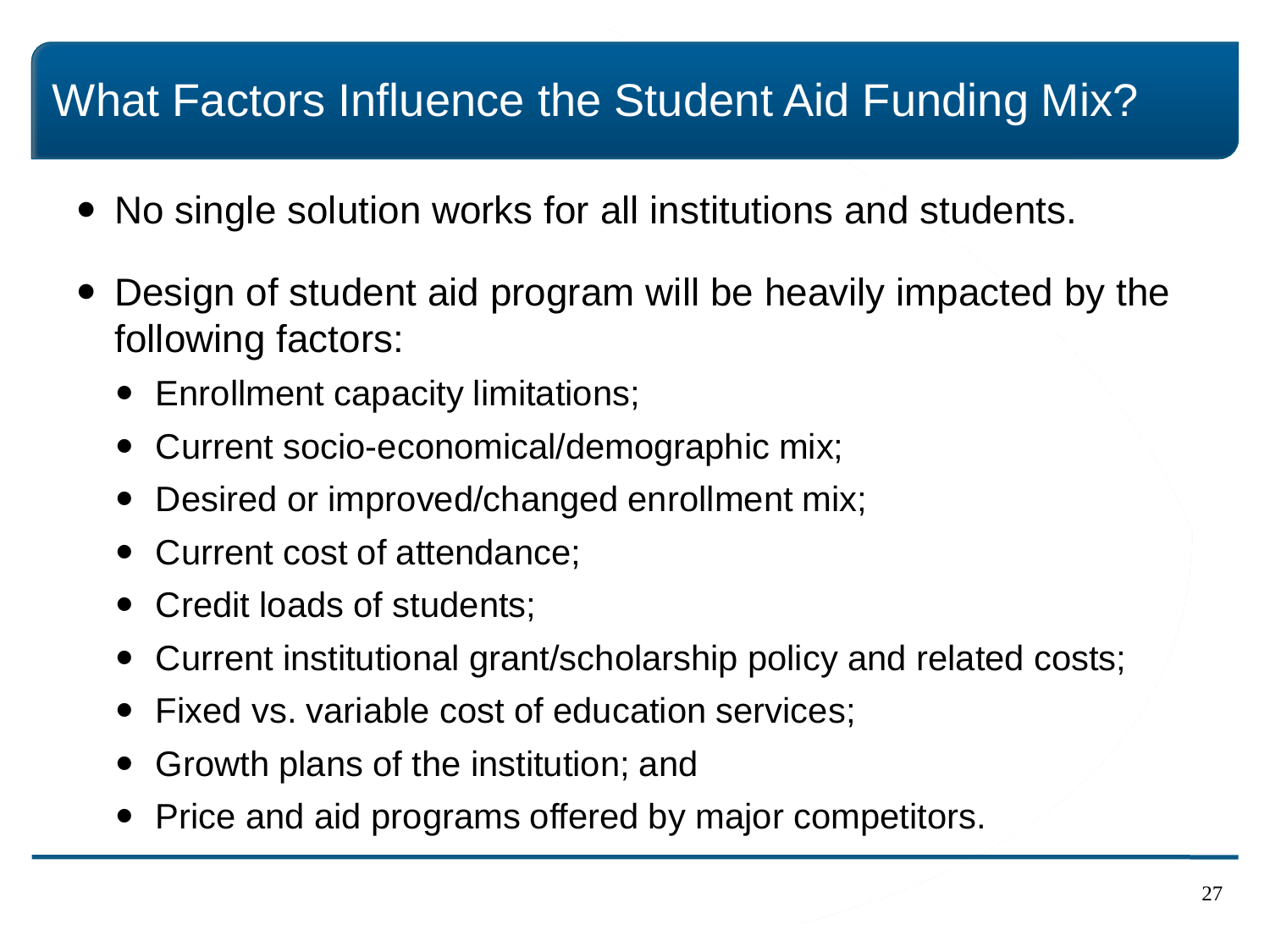# What Factors Influence the Student Aid Funding Mix?

- No single solution works for all institutions and students.
- Design of student aid program will be heavily impacted by the following factors:
  - Enrollment capacity limitations;
  - Current socio-economical/demographic mix;
  - Desired or improved/changed enrollment mix;
  - Current cost of attendance;
  - Credit loads of students;
  - Current institutional grant/scholarship policy and related costs;
  - Fixed vs. variable cost of education services;
  - Growth plans of the institution; and
  - Price and aid programs offered by major competitors.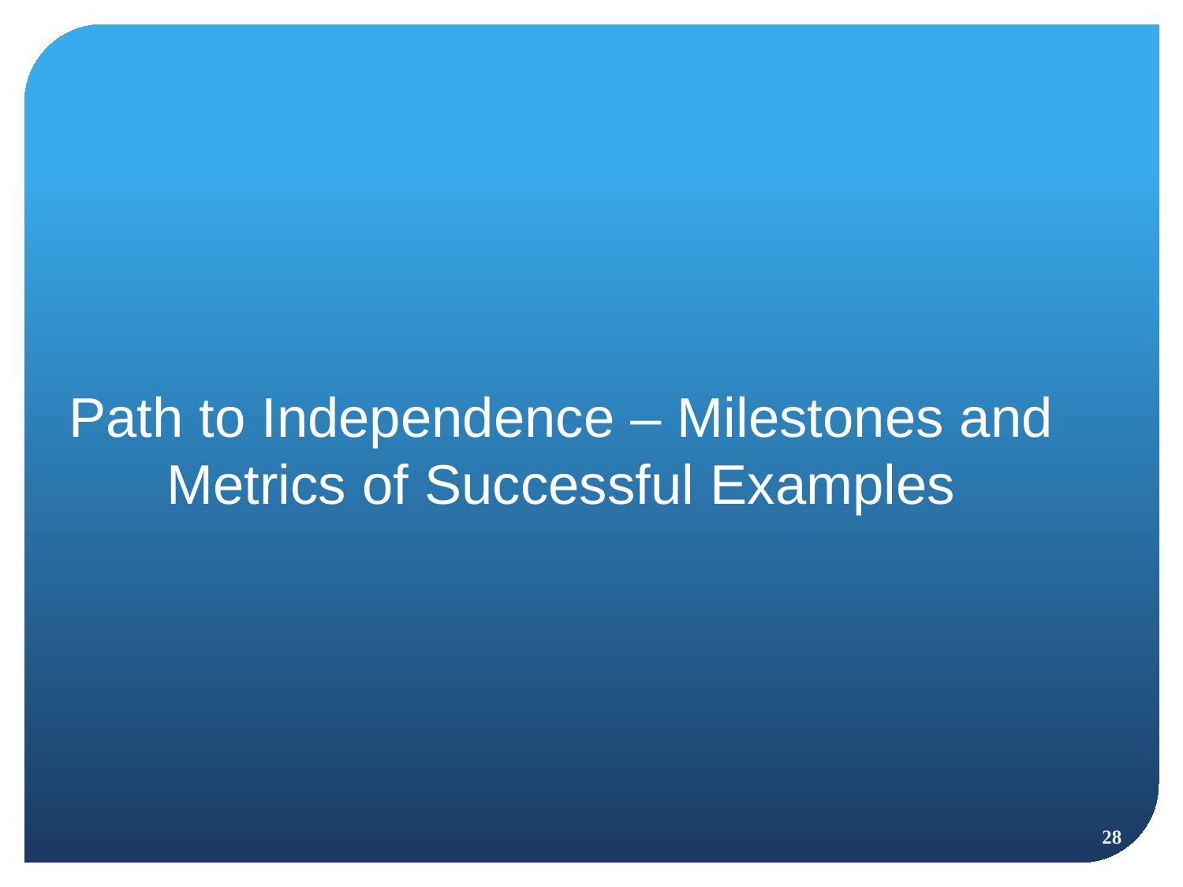# Path to Independence – Milestones and Metrics of Successful Examples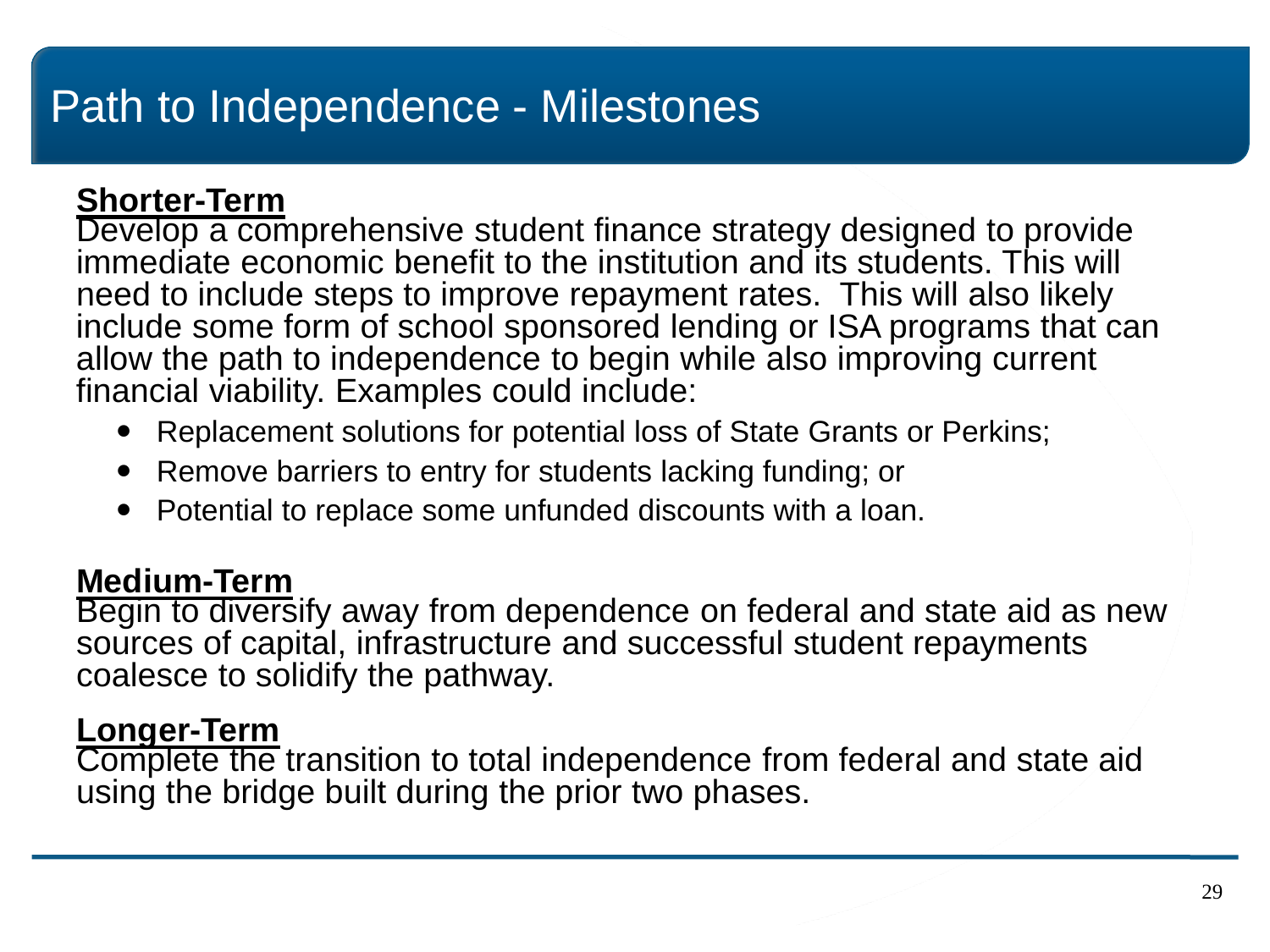# Path to Independence - Milestones

**Shorter-Term**
Develop a comprehensive student finance strategy designed to provide immediate economic benefit to the institution and its students. This will need to include steps to improve repayment rates. This will also likely include some form of school sponsored lending or ISA programs that can allow the path to independence to begin while also improving current financial viability. Examples could include:

- Replacement solutions for potential loss of State Grants or Perkins;
- Remove barriers to entry for students lacking funding; or
- Potential to replace some unfunded discounts with a loan.

**Medium-Term**
Begin to diversify away from dependence on federal and state aid as new sources of capital, infrastructure and successful student repayments coalesce to solidify the pathway.

**Longer-Term**
Complete the transition to total independence from federal and state aid using the bridge built during the prior two phases.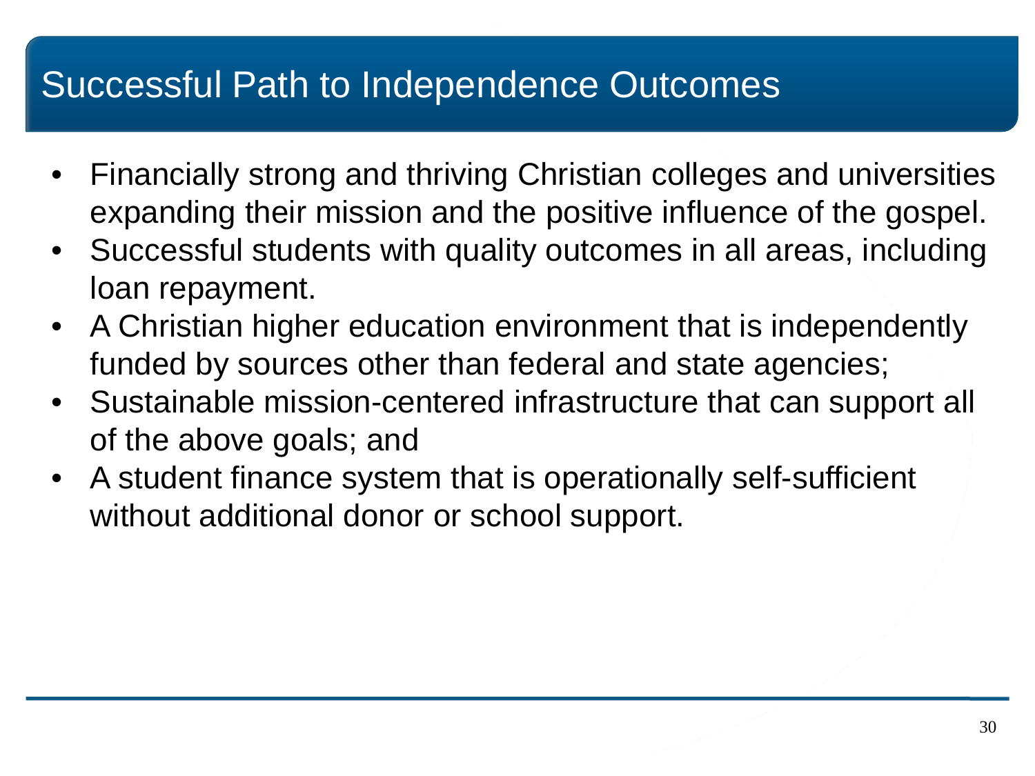# Successful Path to Independence Outcomes

- Financially strong and thriving Christian colleges and universities expanding their mission and the positive influence of the gospel.
- Successful students with quality outcomes in all areas, including loan repayment.
- A Christian higher education environment that is independently funded by sources other than federal and state agencies;
- Sustainable mission-centered infrastructure that can support all of the above goals; and
- A student finance system that is operationally self-sufficient without additional donor or school support.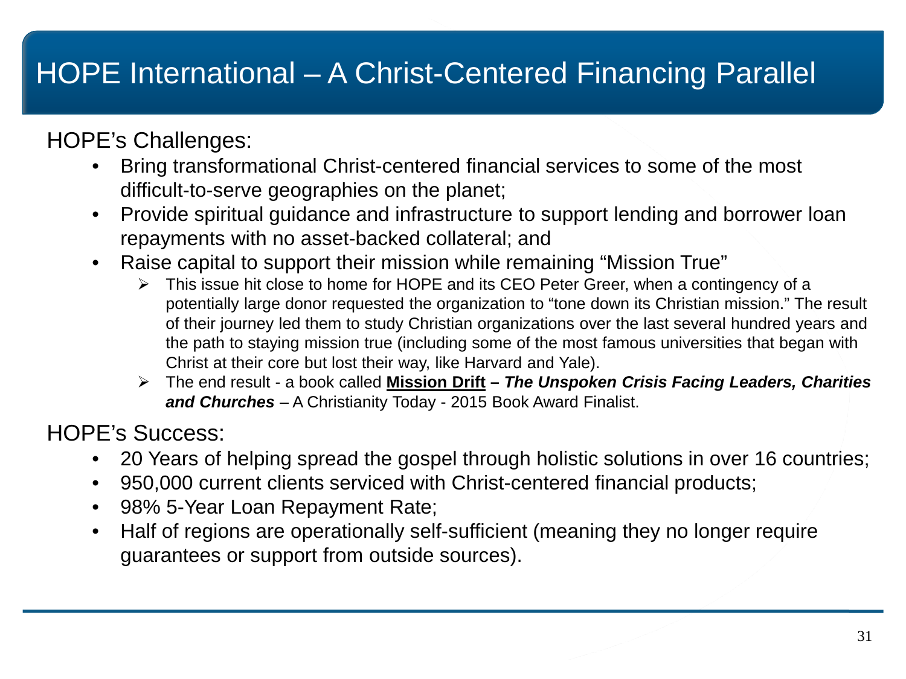# HOPE International – A Christ-Centered Financing Parallel

HOPE's Challenges:

- Bring transformational Christ-centered financial services to some of the most difficult-to-serve geographies on the planet;
- Provide spiritual guidance and infrastructure to support lending and borrower loan repayments with no asset-backed collateral; and
- Raise capital to support their mission while remaining "Mission True"
  - This issue hit close to home for HOPE and its CEO Peter Greer, when a contingency of a potentially large donor requested the organization to "tone down its Christian mission." The result of their journey led them to study Christian organizations over the last several hundred years and the path to staying mission true (including some of the most famous universities that began with Christ at their core but lost their way, like Harvard and Yale).
  - The end result - a book called **<u>Mission Drift</u>** ***– The Unspoken Crisis Facing Leaders, Charities and Churches*** – A Christianity Today - 2015 Book Award Finalist.

HOPE's Success:

- 20 Years of helping spread the gospel through holistic solutions in over 16 countries;
- 950,000 current clients serviced with Christ-centered financial products;
- 98% 5-Year Loan Repayment Rate;
- Half of regions are operationally self-sufficient (meaning they no longer require guarantees or support from outside sources).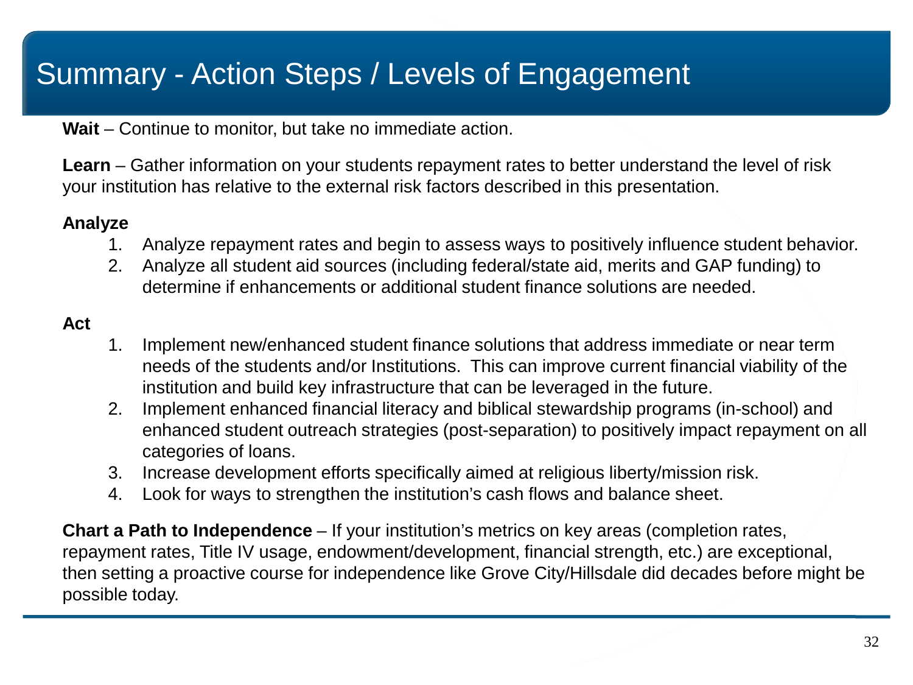# Summary - Action Steps / Levels of Engagement

**Wait** – Continue to monitor, but take no immediate action.

**Learn** – Gather information on your students repayment rates to better understand the level of risk your institution has relative to the external risk factors described in this presentation.

**Analyze**

1. Analyze repayment rates and begin to assess ways to positively influence student behavior.
2. Analyze all student aid sources (including federal/state aid, merits and GAP funding) to determine if enhancements or additional student finance solutions are needed.

**Act**

1. Implement new/enhanced student finance solutions that address immediate or near term needs of the students and/or Institutions. This can improve current financial viability of the institution and build key infrastructure that can be leveraged in the future.
2. Implement enhanced financial literacy and biblical stewardship programs (in-school) and enhanced student outreach strategies (post-separation) to positively impact repayment on all categories of loans.
3. Increase development efforts specifically aimed at religious liberty/mission risk.
4. Look for ways to strengthen the institution's cash flows and balance sheet.

**Chart a Path to Independence** – If your institution's metrics on key areas (completion rates, repayment rates, Title IV usage, endowment/development, financial strength, etc.) are exceptional, then setting a proactive course for independence like Grove City/Hillsdale did decades before might be possible today.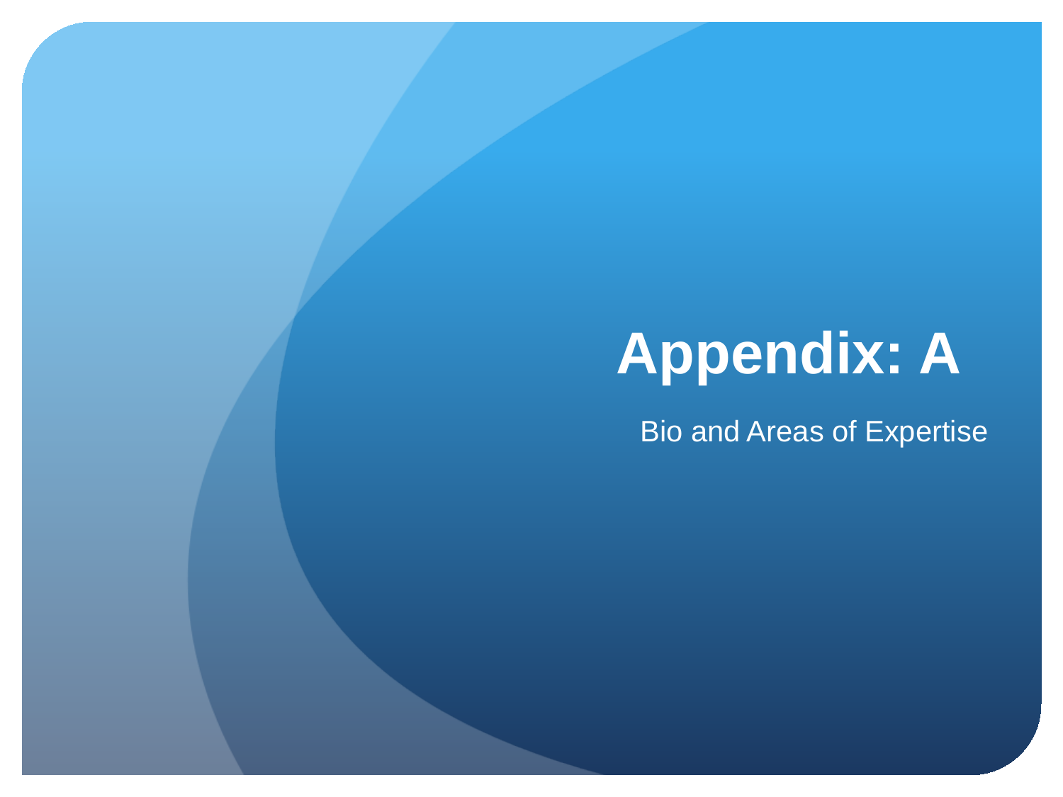# Appendix: A

Bio and Areas of Expertise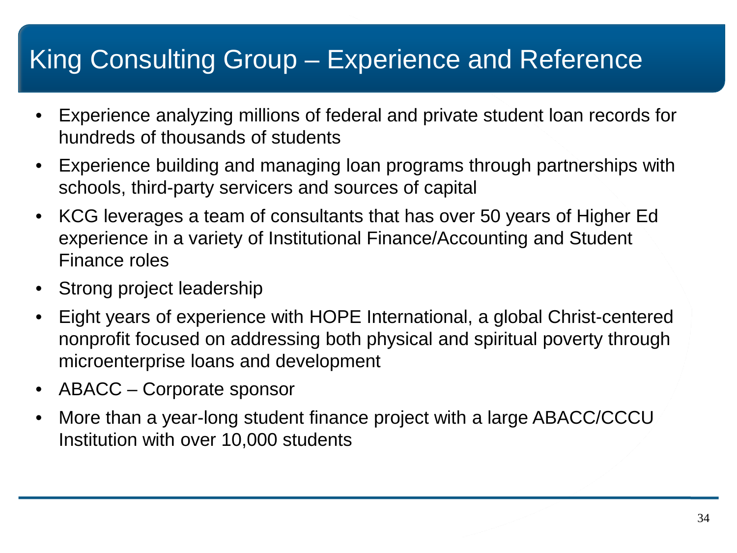# King Consulting Group – Experience and Reference

- Experience analyzing millions of federal and private student loan records for hundreds of thousands of students
- Experience building and managing loan programs through partnerships with schools, third-party servicers and sources of capital
- KCG leverages a team of consultants that has over 50 years of Higher Ed experience in a variety of Institutional Finance/Accounting and Student Finance roles
- Strong project leadership
- Eight years of experience with HOPE International, a global Christ-centered nonprofit focused on addressing both physical and spiritual poverty through microenterprise loans and development
- ABACC – Corporate sponsor
- More than a year-long student finance project with a large ABACC/CCCU Institution with over 10,000 students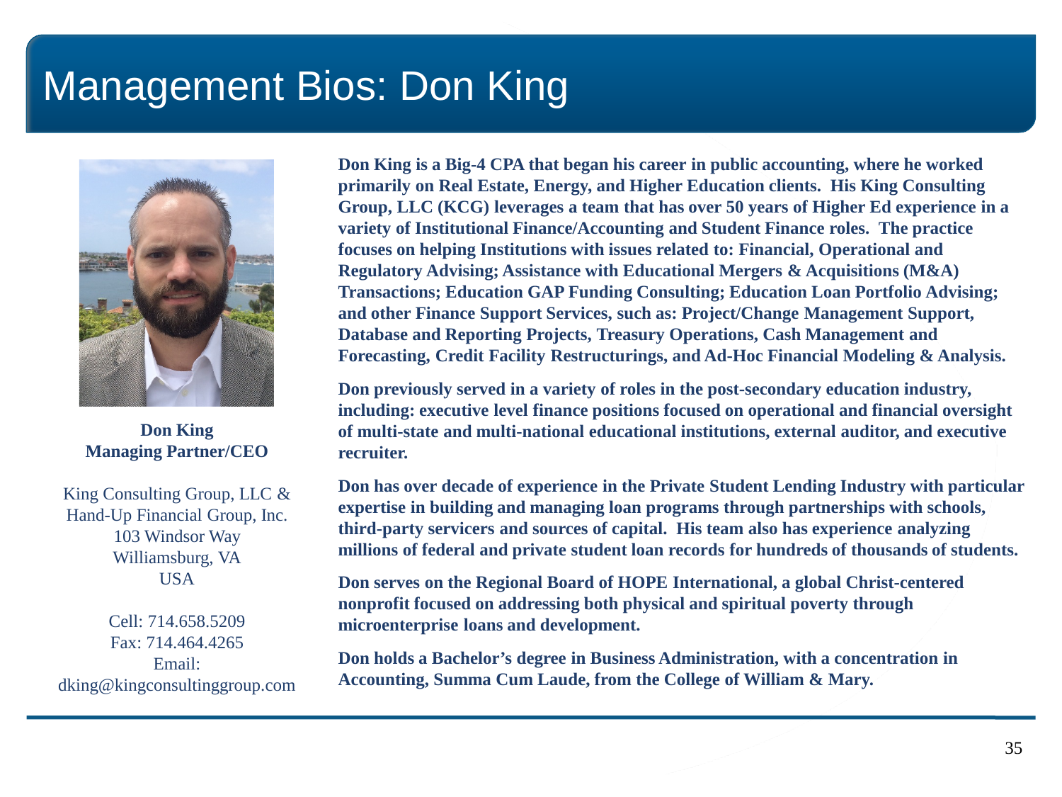# Management Bios: Don King

**Don King**
**Managing Partner/CEO**

King Consulting Group, LLC &
Hand-Up Financial Group, Inc.
103 Windsor Way
Williamsburg, VA
USA

Cell: 714.658.5209
Fax: 714.464.4265
Email:
dking@kingconsultinggroup.com

**Don King is a Big-4 CPA that began his career in public accounting, where he worked primarily on Real Estate, Energy, and Higher Education clients. His King Consulting Group, LLC (KCG) leverages a team that has over 50 years of Higher Ed experience in a variety of Institutional Finance/Accounting and Student Finance roles. The practice focuses on helping Institutions with issues related to: Financial, Operational and Regulatory Advising; Assistance with Educational Mergers & Acquisitions (M&A) Transactions; Education GAP Funding Consulting; Education Loan Portfolio Advising; and other Finance Support Services, such as: Project/Change Management Support, Database and Reporting Projects, Treasury Operations, Cash Management and Forecasting, Credit Facility Restructurings, and Ad-Hoc Financial Modeling & Analysis.**

**Don previously served in a variety of roles in the post-secondary education industry, including: executive level finance positions focused on operational and financial oversight of multi-state and multi-national educational institutions, external auditor, and executive recruiter.**

**Don has over decade of experience in the Private Student Lending Industry with particular expertise in building and managing loan programs through partnerships with schools, third-party servicers and sources of capital. His team also has experience analyzing millions of federal and private student loan records for hundreds of thousands of students.**

**Don serves on the Regional Board of HOPE International, a global Christ-centered nonprofit focused on addressing both physical and spiritual poverty through microenterprise loans and development.**

**Don holds a Bachelor's degree in Business Administration, with a concentration in Accounting, Summa Cum Laude, from the College of William & Mary.**